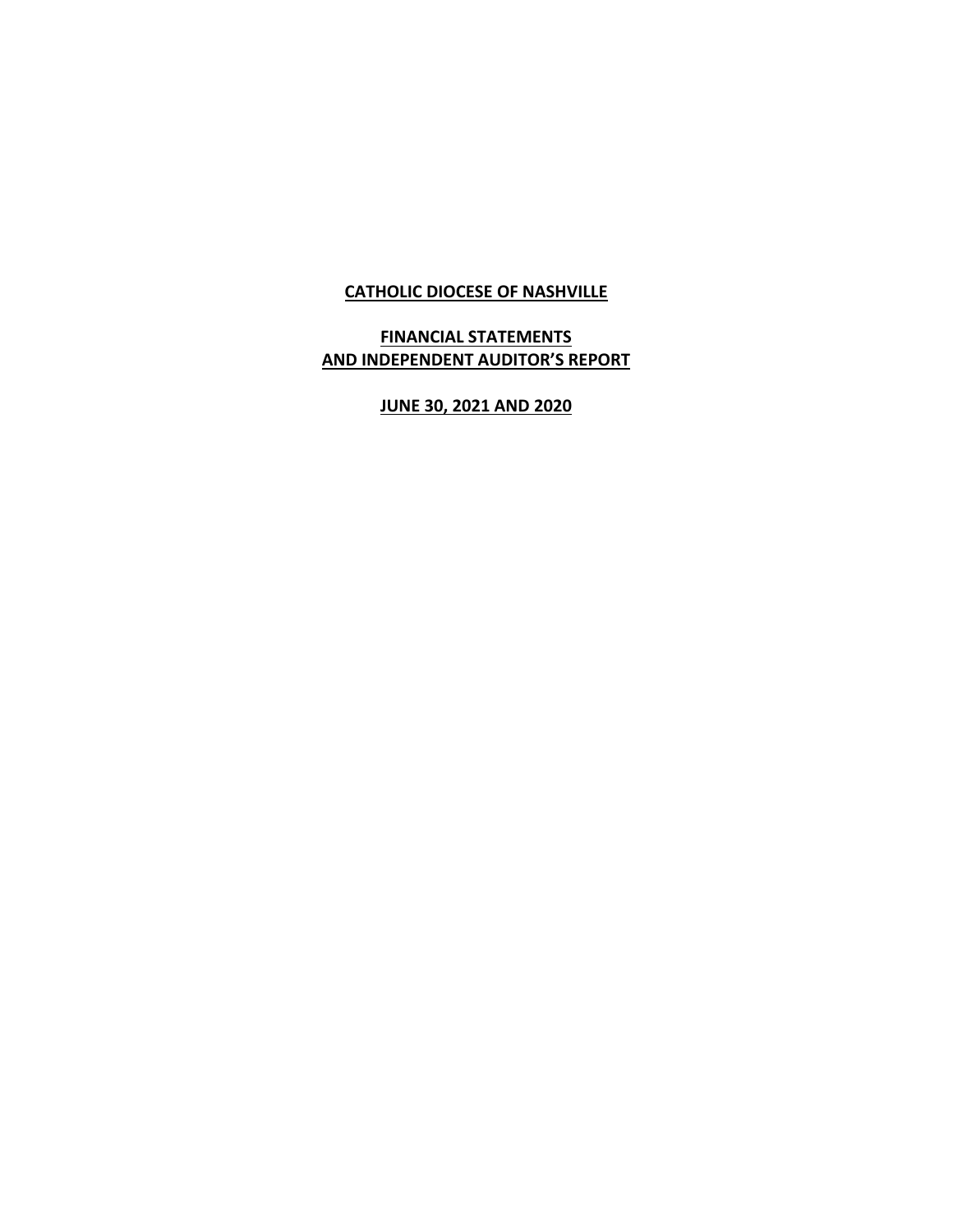# CATHOLIC DIOCESE OF NASHVILLE

## FINANCIAL STATEMENTS AND INDEPENDENT AUDITOR'S REPORT

### JUNE 30, 2021 AND 2020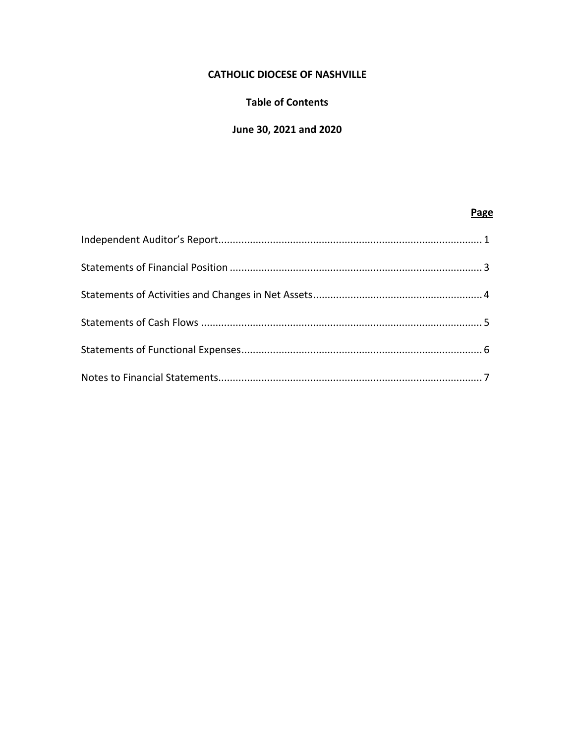**CATHOLIC DIOCESE OF NASHVILLE**

**Table of Contents**

**June 30, 2021 and 2020**

| | **Page** |
|---|---|
| Independent Auditor's Report | 1 |
| Statements of Financial Position | 3 |
| Statements of Activities and Changes in Net Assets | 4 |
| Statements of Cash Flows | 5 |
| Statements of Functional Expenses | 6 |
| Notes to Financial Statements | 7 |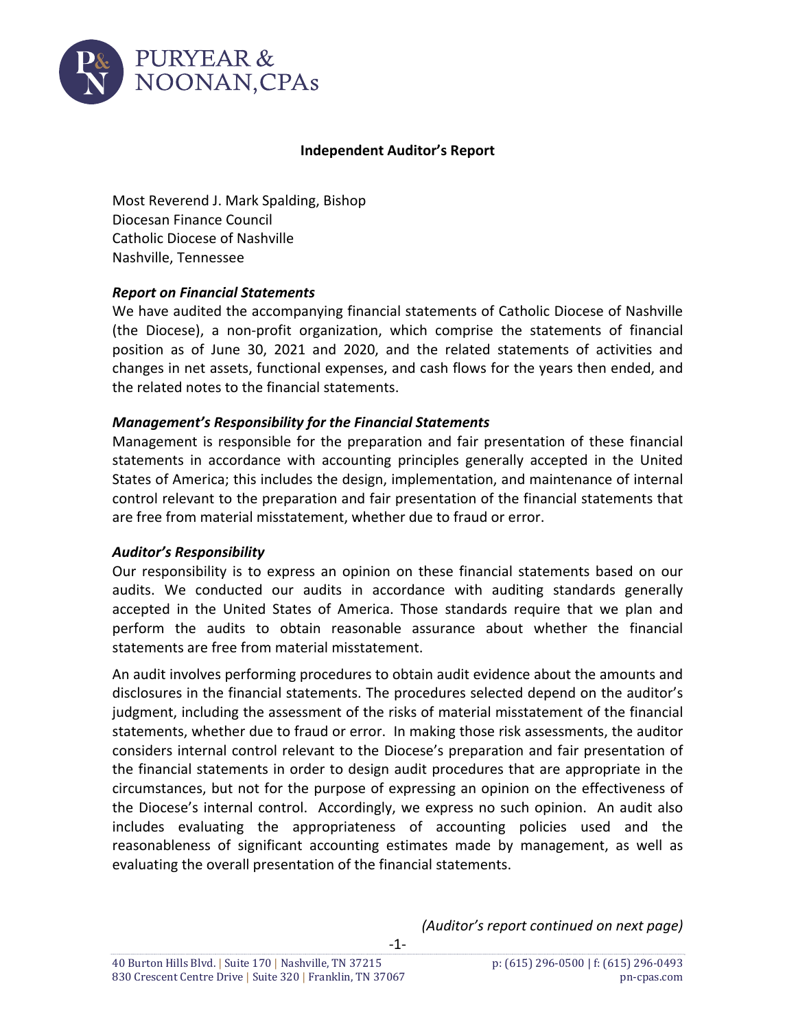## Independent Auditor's Report

Most Reverend J. Mark Spalding, Bishop
Diocesan Finance Council
Catholic Diocese of Nashville
Nashville, Tennessee

### *Report on Financial Statements*

We have audited the accompanying financial statements of Catholic Diocese of Nashville (the Diocese), a non-profit organization, which comprise the statements of financial position as of June 30, 2021 and 2020, and the related statements of activities and changes in net assets, functional expenses, and cash flows for the years then ended, and the related notes to the financial statements.

### *Management's Responsibility for the Financial Statements*

Management is responsible for the preparation and fair presentation of these financial statements in accordance with accounting principles generally accepted in the United States of America; this includes the design, implementation, and maintenance of internal control relevant to the preparation and fair presentation of the financial statements that are free from material misstatement, whether due to fraud or error.

### *Auditor's Responsibility*

Our responsibility is to express an opinion on these financial statements based on our audits. We conducted our audits in accordance with auditing standards generally accepted in the United States of America. Those standards require that we plan and perform the audits to obtain reasonable assurance about whether the financial statements are free from material misstatement.

An audit involves performing procedures to obtain audit evidence about the amounts and disclosures in the financial statements. The procedures selected depend on the auditor's judgment, including the assessment of the risks of material misstatement of the financial statements, whether due to fraud or error. In making those risk assessments, the auditor considers internal control relevant to the Diocese's preparation and fair presentation of the financial statements in order to design audit procedures that are appropriate in the circumstances, but not for the purpose of expressing an opinion on the effectiveness of the Diocese's internal control. Accordingly, we express no such opinion. An audit also includes evaluating the appropriateness of accounting policies used and the reasonableness of significant accounting estimates made by management, as well as evaluating the overall presentation of the financial statements.

*(Auditor's report continued on next page)*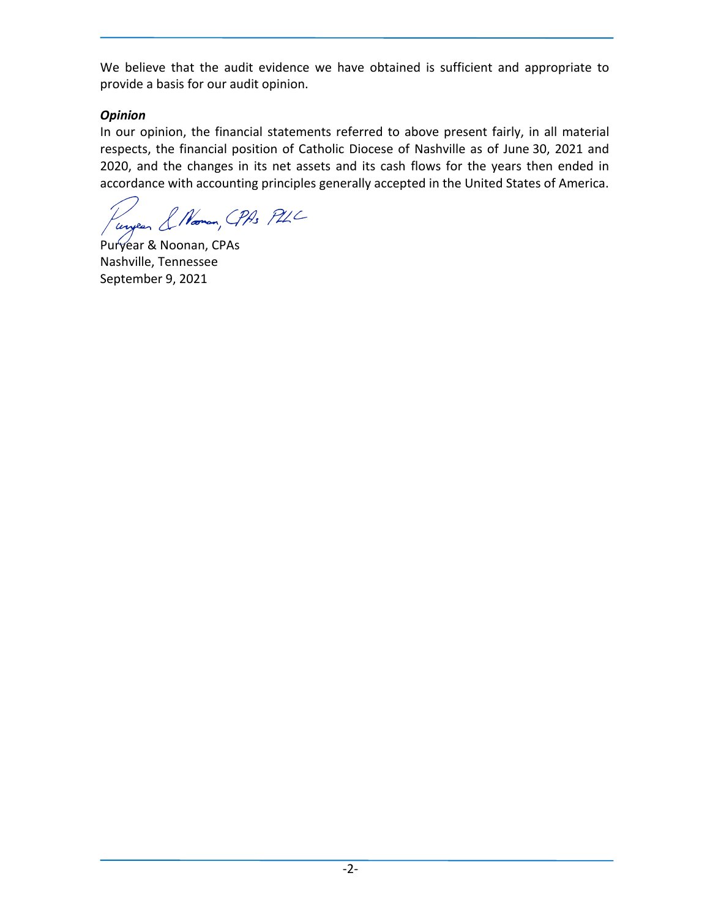We believe that the audit evidence we have obtained is sufficient and appropriate to provide a basis for our audit opinion.

***Opinion***

In our opinion, the financial statements referred to above present fairly, in all material respects, the financial position of Catholic Diocese of Nashville as of June 30, 2021 and 2020, and the changes in its net assets and its cash flows for the years then ended in accordance with accounting principles generally accepted in the United States of America.

Puryear & Noonan, CPAs PLLC

Puryear & Noonan, CPAs
Nashville, Tennessee
September 9, 2021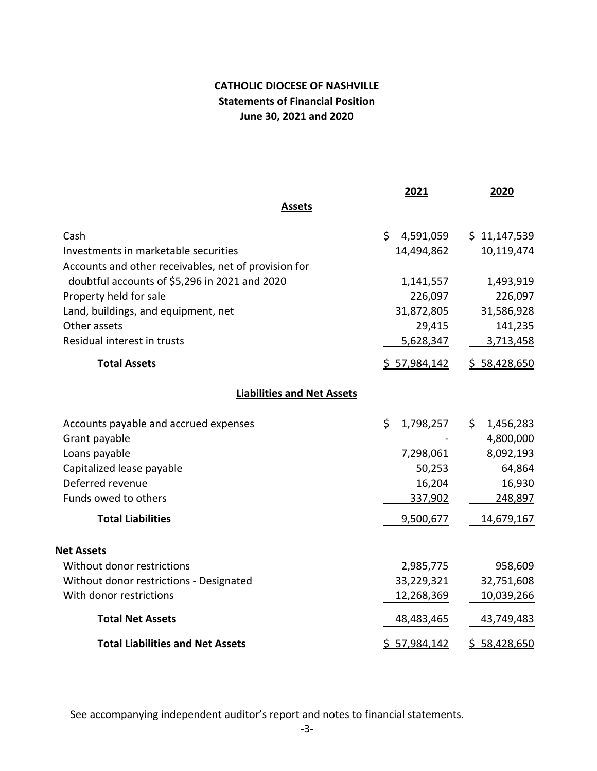# CATHOLIC DIOCESE OF NASHVILLE

## Statements of Financial Position

## June 30, 2021 and 2020

| | 2021 | 2020 |
|---|---|---|
| **Assets** | | |
| Cash | $ 4,591,059 | $ 11,147,539 |
| Investments in marketable securities | 14,494,862 | 10,119,474 |
| Accounts and other receivables, net of provision for doubtful accounts of $5,296 in 2021 and 2020 | 1,141,557 | 1,493,919 |
| Property held for sale | 226,097 | 226,097 |
| Land, buildings, and equipment, net | 31,872,805 | 31,586,928 |
| Other assets | 29,415 | 141,235 |
| Residual interest in trusts | 5,628,347 | 3,713,458 |
| **Total Assets** | $ 57,984,142 | $ 58,428,650 |
| **Liabilities and Net Assets** | | |
| Accounts payable and accrued expenses | $ 1,798,257 | $ 1,456,283 |
| Grant payable | - | 4,800,000 |
| Loans payable | 7,298,061 | 8,092,193 |
| Capitalized lease payable | 50,253 | 64,864 |
| Deferred revenue | 16,204 | 16,930 |
| Funds owed to others | 337,902 | 248,897 |
| **Total Liabilities** | 9,500,677 | 14,679,167 |
| **Net Assets** | | |
| Without donor restrictions | 2,985,775 | 958,609 |
| Without donor restrictions - Designated | 33,229,321 | 32,751,608 |
| With donor restrictions | 12,268,369 | 10,039,266 |
| **Total Net Assets** | 48,483,465 | 43,749,483 |
| **Total Liabilities and Net Assets** | $ 57,984,142 | $ 58,428,650 |

See accompanying independent auditor's report and notes to financial statements.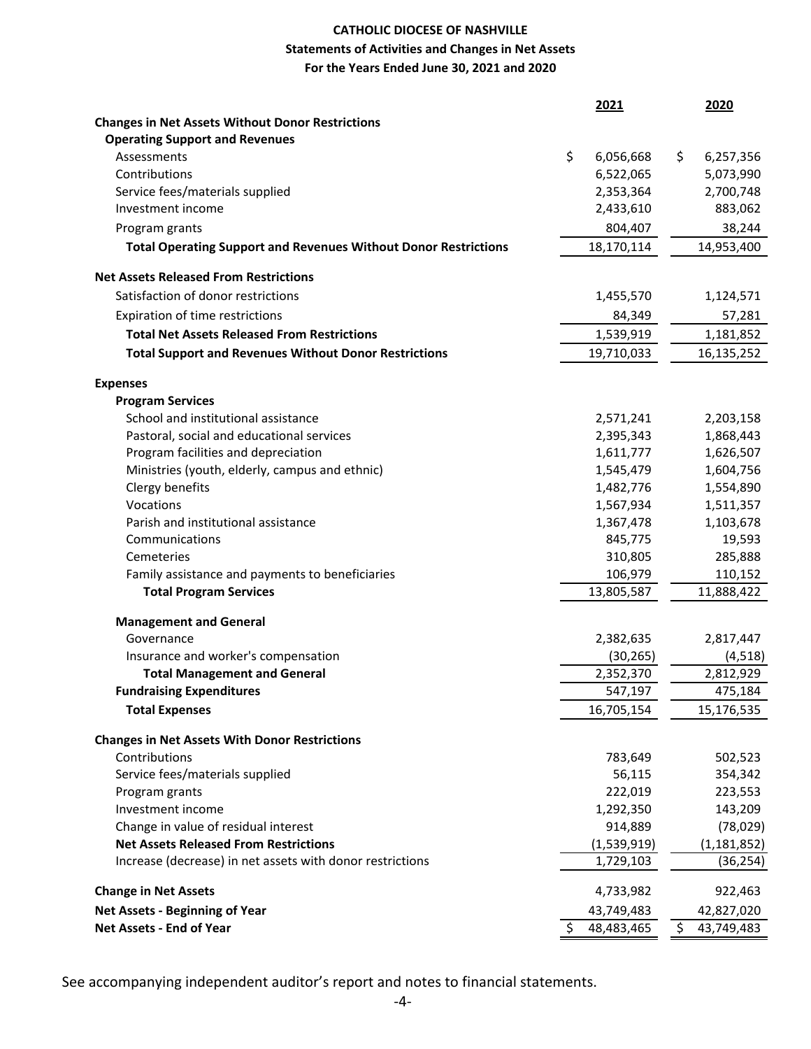**CATHOLIC DIOCESE OF NASHVILLE**

**Statements of Activities and Changes in Net Assets**

**For the Years Ended June 30, 2021 and 2020**

| | 2021 | 2020 |
|---|---|---|
| **Changes in Net Assets Without Donor Restrictions** | | |
| **Operating Support and Revenues** | | |
| Assessments | $ 6,056,668 | $ 6,257,356 |
| Contributions | 6,522,065 | 5,073,990 |
| Service fees/materials supplied | 2,353,364 | 2,700,748 |
| Investment income | 2,433,610 | 883,062 |
| Program grants | 804,407 | 38,244 |
| **Total Operating Support and Revenues Without Donor Restrictions** | 18,170,114 | 14,953,400 |
| **Net Assets Released From Restrictions** | | |
| Satisfaction of donor restrictions | 1,455,570 | 1,124,571 |
| Expiration of time restrictions | 84,349 | 57,281 |
| **Total Net Assets Released From Restrictions** | 1,539,919 | 1,181,852 |
| **Total Support and Revenues Without Donor Restrictions** | 19,710,033 | 16,135,252 |
| **Expenses** | | |
| **Program Services** | | |
| School and institutional assistance | 2,571,241 | 2,203,158 |
| Pastoral, social and educational services | 2,395,343 | 1,868,443 |
| Program facilities and depreciation | 1,611,777 | 1,626,507 |
| Ministries (youth, elderly, campus and ethnic) | 1,545,479 | 1,604,756 |
| Clergy benefits | 1,482,776 | 1,554,890 |
| Vocations | 1,567,934 | 1,511,357 |
| Parish and institutional assistance | 1,367,478 | 1,103,678 |
| Communications | 845,775 | 19,593 |
| Cemeteries | 310,805 | 285,888 |
| Family assistance and payments to beneficiaries | 106,979 | 110,152 |
| **Total Program Services** | 13,805,587 | 11,888,422 |
| **Management and General** | | |
| Governance | 2,382,635 | 2,817,447 |
| Insurance and worker's compensation | (30,265) | (4,518) |
| **Total Management and General** | 2,352,370 | 2,812,929 |
| **Fundraising Expenditures** | 547,197 | 475,184 |
| **Total Expenses** | 16,705,154 | 15,176,535 |
| **Changes in Net Assets With Donor Restrictions** | | |
| Contributions | 783,649 | 502,523 |
| Service fees/materials supplied | 56,115 | 354,342 |
| Program grants | 222,019 | 223,553 |
| Investment income | 1,292,350 | 143,209 |
| Change in value of residual interest | 914,889 | (78,029) |
| **Net Assets Released From Restrictions** | (1,539,919) | (1,181,852) |
| Increase (decrease) in net assets with donor restrictions | 1,729,103 | (36,254) |
| **Change in Net Assets** | 4,733,982 | 922,463 |
| **Net Assets - Beginning of Year** | 43,749,483 | 42,827,020 |
| **Net Assets - End of Year** | $ 48,483,465 | $ 43,749,483 |

See accompanying independent auditor's report and notes to financial statements.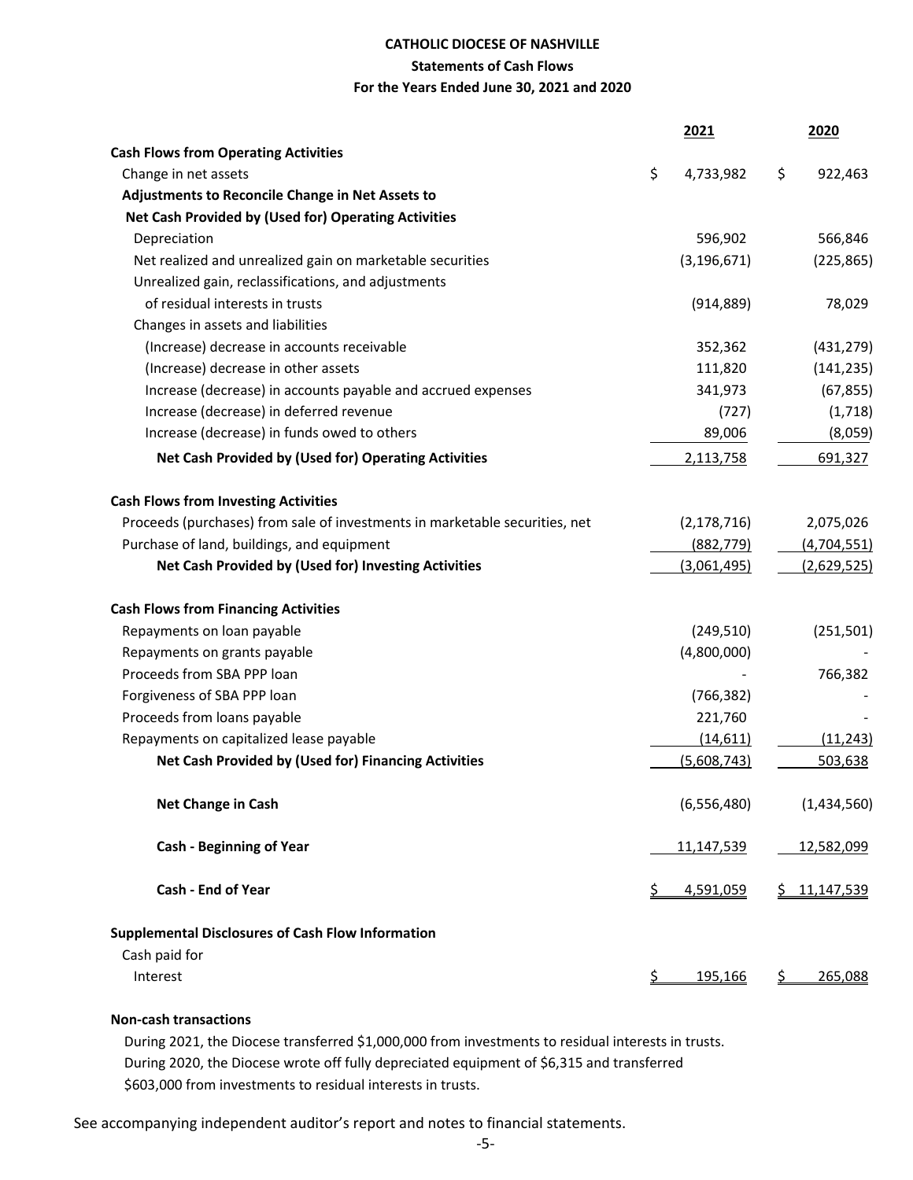**CATHOLIC DIOCESE OF NASHVILLE**

**Statements of Cash Flows**

**For the Years Ended June 30, 2021 and 2020**

| | 2021 | 2020 |
|---|---|---|
| **Cash Flows from Operating Activities** | | |
| Change in net assets | $ 4,733,982 | $ 922,463 |
| **Adjustments to Reconcile Change in Net Assets to Net Cash Provided by (Used for) Operating Activities** | | |
| Depreciation | 596,902 | 566,846 |
| Net realized and unrealized gain on marketable securities | (3,196,671) | (225,865) |
| Unrealized gain, reclassifications, and adjustments of residual interests in trusts | (914,889) | 78,029 |
| Changes in assets and liabilities | | |
| (Increase) decrease in accounts receivable | 352,362 | (431,279) |
| (Increase) decrease in other assets | 111,820 | (141,235) |
| Increase (decrease) in accounts payable and accrued expenses | 341,973 | (67,855) |
| Increase (decrease) in deferred revenue | (727) | (1,718) |
| Increase (decrease) in funds owed to others | 89,006 | (8,059) |
| **Net Cash Provided by (Used for) Operating Activities** | 2,113,758 | 691,327 |
| **Cash Flows from Investing Activities** | | |
| Proceeds (purchases) from sale of investments in marketable securities, net | (2,178,716) | 2,075,026 |
| Purchase of land, buildings, and equipment | (882,779) | (4,704,551) |
| **Net Cash Provided by (Used for) Investing Activities** | (3,061,495) | (2,629,525) |
| **Cash Flows from Financing Activities** | | |
| Repayments on loan payable | (249,510) | (251,501) |
| Repayments on grants payable | (4,800,000) | - |
| Proceeds from SBA PPP loan | - | 766,382 |
| Forgiveness of SBA PPP loan | (766,382) | - |
| Proceeds from loans payable | 221,760 | - |
| Repayments on capitalized lease payable | (14,611) | (11,243) |
| **Net Cash Provided by (Used for) Financing Activities** | (5,608,743) | 503,638 |
| **Net Change in Cash** | (6,556,480) | (1,434,560) |
| **Cash - Beginning of Year** | 11,147,539 | 12,582,099 |
| **Cash - End of Year** | $ 4,591,059 | $ 11,147,539 |
| **Supplemental Disclosures of Cash Flow Information** | | |
| Cash paid for | | |
| Interest | $ 195,166 | $ 265,088 |

**Non-cash transactions**

During 2021, the Diocese transferred $1,000,000 from investments to residual interests in trusts.
During 2020, the Diocese wrote off fully depreciated equipment of $6,315 and transferred $603,000 from investments to residual interests in trusts.

See accompanying independent auditor's report and notes to financial statements.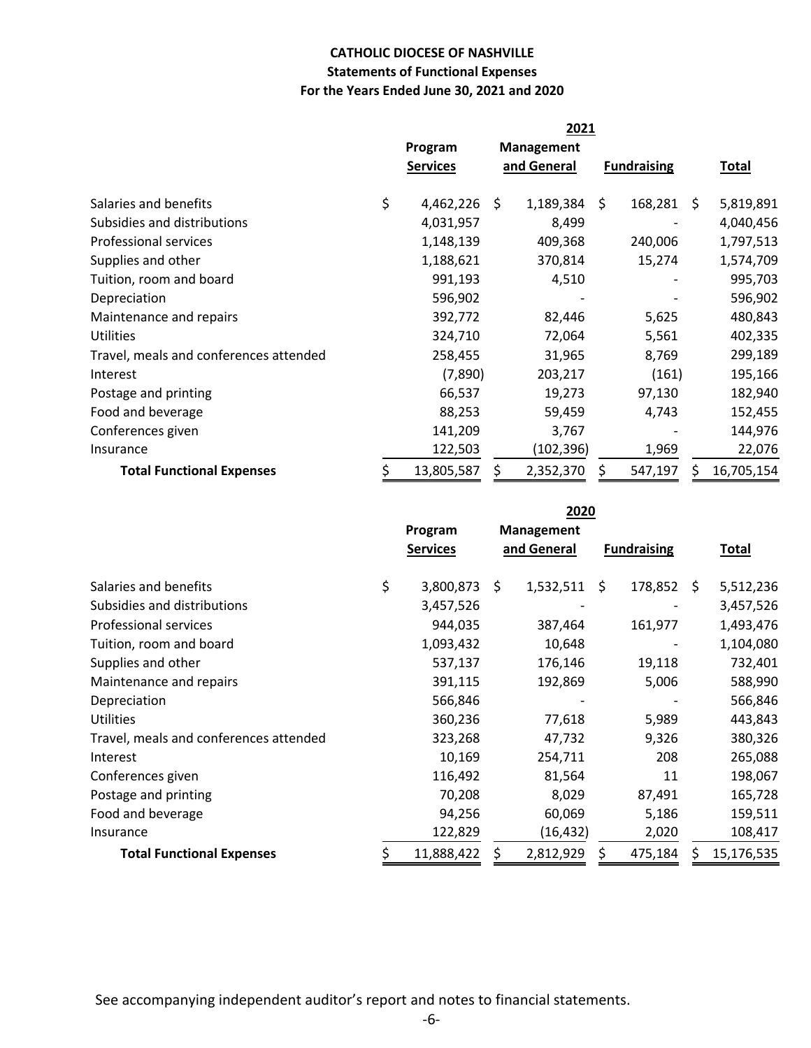**CATHOLIC DIOCESE OF NASHVILLE**
**Statements of Functional Expenses**
**For the Years Ended June 30, 2021 and 2020**

| | 2021 | | | |
|---|---|---|---|---|
| | Program Services | Management and General | Fundraising | Total |
| Salaries and benefits | $ 4,462,226 | $ 1,189,384 | $ 168,281 | $ 5,819,891 |
| Subsidies and distributions | 4,031,957 | 8,499 | - | 4,040,456 |
| Professional services | 1,148,139 | 409,368 | 240,006 | 1,797,513 |
| Supplies and other | 1,188,621 | 370,814 | 15,274 | 1,574,709 |
| Tuition, room and board | 991,193 | 4,510 | - | 995,703 |
| Depreciation | 596,902 | - | - | 596,902 |
| Maintenance and repairs | 392,772 | 82,446 | 5,625 | 480,843 |
| Utilities | 324,710 | 72,064 | 5,561 | 402,335 |
| Travel, meals and conferences attended | 258,455 | 31,965 | 8,769 | 299,189 |
| Interest | (7,890) | 203,217 | (161) | 195,166 |
| Postage and printing | 66,537 | 19,273 | 97,130 | 182,940 |
| Food and beverage | 88,253 | 59,459 | 4,743 | 152,455 |
| Conferences given | 141,209 | 3,767 | - | 144,976 |
| Insurance | 122,503 | (102,396) | 1,969 | 22,076 |
| **Total Functional Expenses** | $ 13,805,587 | $ 2,352,370 | $ 547,197 | $ 16,705,154 |

| | 2020 | | | |
|---|---|---|---|---|
| | Program Services | Management and General | Fundraising | Total |
| Salaries and benefits | $ 3,800,873 | $ 1,532,511 | $ 178,852 | $ 5,512,236 |
| Subsidies and distributions | 3,457,526 | - | - | 3,457,526 |
| Professional services | 944,035 | 387,464 | 161,977 | 1,493,476 |
| Tuition, room and board | 1,093,432 | 10,648 | - | 1,104,080 |
| Supplies and other | 537,137 | 176,146 | 19,118 | 732,401 |
| Maintenance and repairs | 391,115 | 192,869 | 5,006 | 588,990 |
| Depreciation | 566,846 | - | - | 566,846 |
| Utilities | 360,236 | 77,618 | 5,989 | 443,843 |
| Travel, meals and conferences attended | 323,268 | 47,732 | 9,326 | 380,326 |
| Interest | 10,169 | 254,711 | 208 | 265,088 |
| Conferences given | 116,492 | 81,564 | 11 | 198,067 |
| Postage and printing | 70,208 | 8,029 | 87,491 | 165,728 |
| Food and beverage | 94,256 | 60,069 | 5,186 | 159,511 |
| Insurance | 122,829 | (16,432) | 2,020 | 108,417 |
| **Total Functional Expenses** | $ 11,888,422 | $ 2,812,929 | $ 475,184 | $ 15,176,535 |

See accompanying independent auditor's report and notes to financial statements.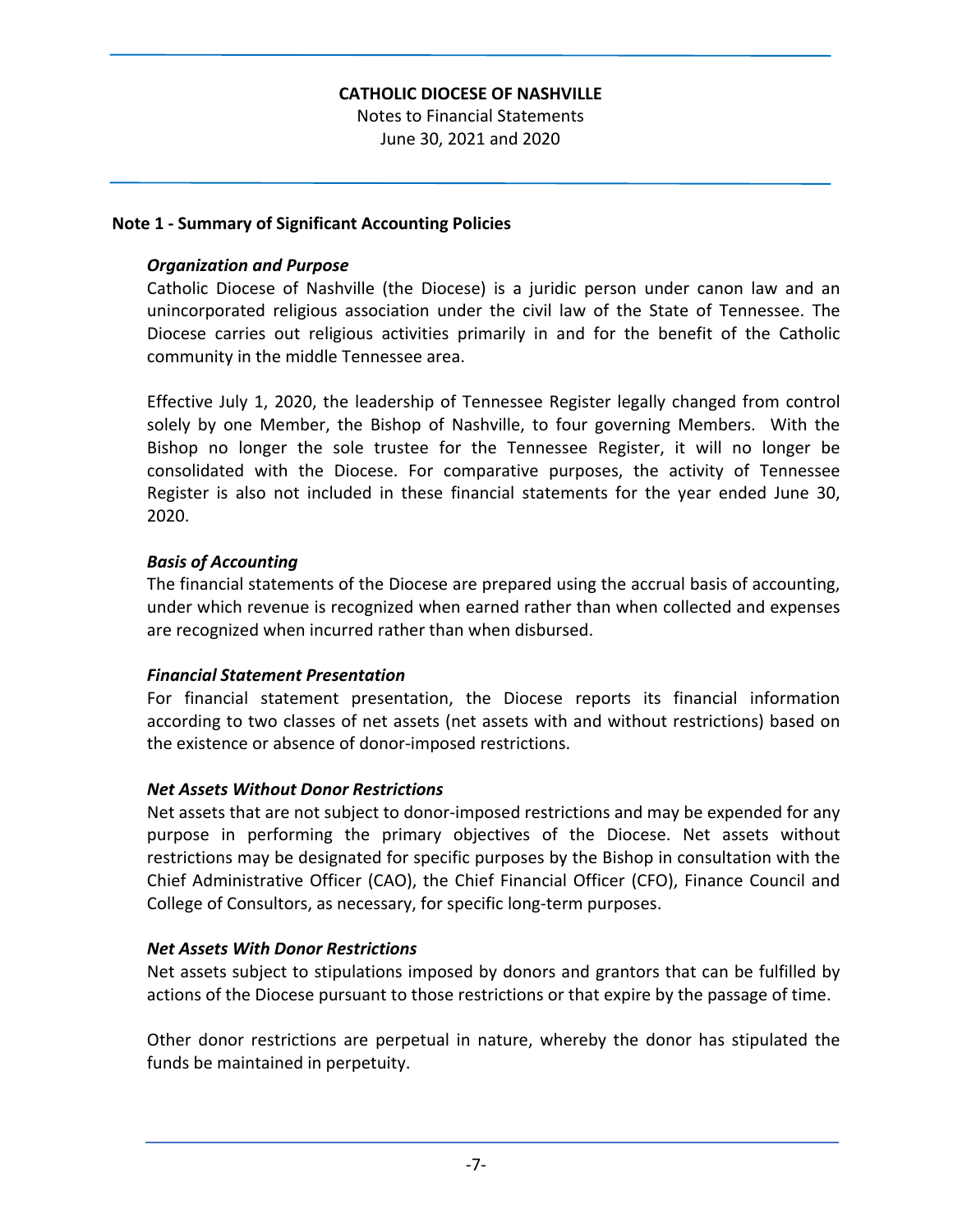**CATHOLIC DIOCESE OF NASHVILLE**

Notes to Financial Statements

June 30, 2021 and 2020

## Note 1 - Summary of Significant Accounting Policies

### *Organization and Purpose*

Catholic Diocese of Nashville (the Diocese) is a juridic person under canon law and an unincorporated religious association under the civil law of the State of Tennessee. The Diocese carries out religious activities primarily in and for the benefit of the Catholic community in the middle Tennessee area.

Effective July 1, 2020, the leadership of Tennessee Register legally changed from control solely by one Member, the Bishop of Nashville, to four governing Members. With the Bishop no longer the sole trustee for the Tennessee Register, it will no longer be consolidated with the Diocese. For comparative purposes, the activity of Tennessee Register is also not included in these financial statements for the year ended June 30, 2020.

### *Basis of Accounting*

The financial statements of the Diocese are prepared using the accrual basis of accounting, under which revenue is recognized when earned rather than when collected and expenses are recognized when incurred rather than when disbursed.

### *Financial Statement Presentation*

For financial statement presentation, the Diocese reports its financial information according to two classes of net assets (net assets with and without restrictions) based on the existence or absence of donor-imposed restrictions.

### *Net Assets Without Donor Restrictions*

Net assets that are not subject to donor-imposed restrictions and may be expended for any purpose in performing the primary objectives of the Diocese. Net assets without restrictions may be designated for specific purposes by the Bishop in consultation with the Chief Administrative Officer (CAO), the Chief Financial Officer (CFO), Finance Council and College of Consultors, as necessary, for specific long-term purposes.

### *Net Assets With Donor Restrictions*

Net assets subject to stipulations imposed by donors and grantors that can be fulfilled by actions of the Diocese pursuant to those restrictions or that expire by the passage of time.

Other donor restrictions are perpetual in nature, whereby the donor has stipulated the funds be maintained in perpetuity.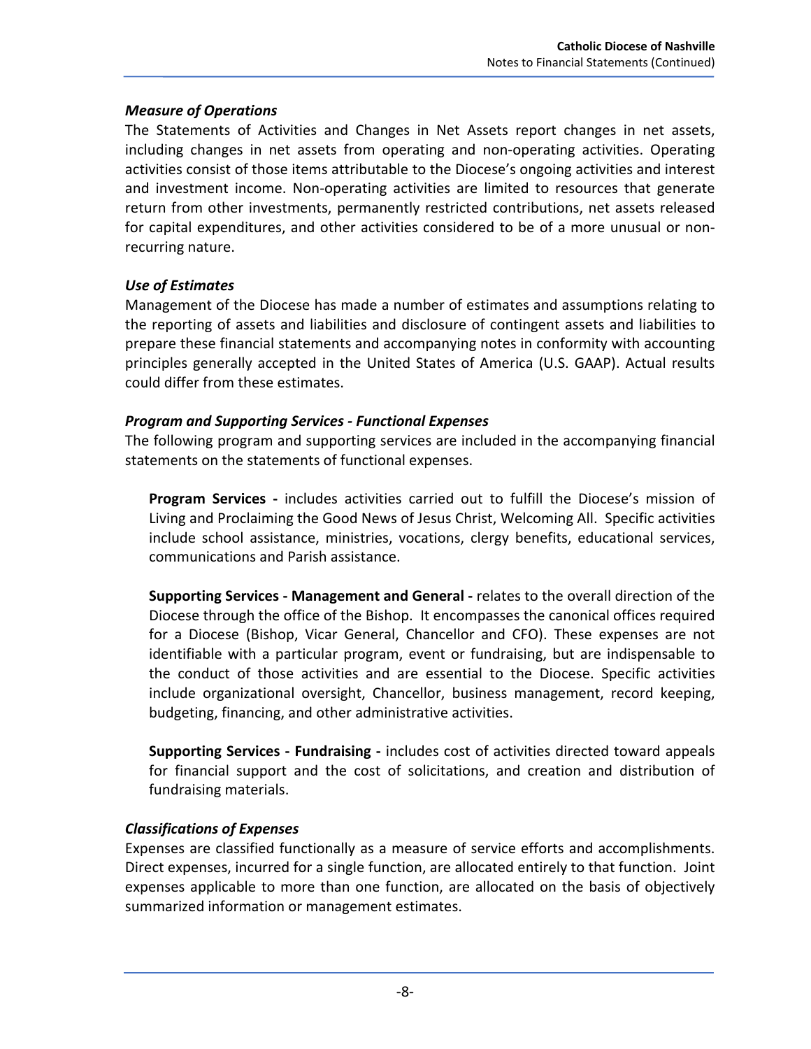### *Measure of Operations*

The Statements of Activities and Changes in Net Assets report changes in net assets, including changes in net assets from operating and non-operating activities. Operating activities consist of those items attributable to the Diocese's ongoing activities and interest and investment income. Non-operating activities are limited to resources that generate return from other investments, permanently restricted contributions, net assets released for capital expenditures, and other activities considered to be of a more unusual or non-recurring nature.

### *Use of Estimates*

Management of the Diocese has made a number of estimates and assumptions relating to the reporting of assets and liabilities and disclosure of contingent assets and liabilities to prepare these financial statements and accompanying notes in conformity with accounting principles generally accepted in the United States of America (U.S. GAAP). Actual results could differ from these estimates.

### *Program and Supporting Services - Functional Expenses*

The following program and supporting services are included in the accompanying financial statements on the statements of functional expenses.

**Program Services -** includes activities carried out to fulfill the Diocese's mission of Living and Proclaiming the Good News of Jesus Christ, Welcoming All. Specific activities include school assistance, ministries, vocations, clergy benefits, educational services, communications and Parish assistance.

**Supporting Services - Management and General -** relates to the overall direction of the Diocese through the office of the Bishop. It encompasses the canonical offices required for a Diocese (Bishop, Vicar General, Chancellor and CFO). These expenses are not identifiable with a particular program, event or fundraising, but are indispensable to the conduct of those activities and are essential to the Diocese. Specific activities include organizational oversight, Chancellor, business management, record keeping, budgeting, financing, and other administrative activities.

**Supporting Services - Fundraising -** includes cost of activities directed toward appeals for financial support and the cost of solicitations, and creation and distribution of fundraising materials.

### *Classifications of Expenses*

Expenses are classified functionally as a measure of service efforts and accomplishments. Direct expenses, incurred for a single function, are allocated entirely to that function. Joint expenses applicable to more than one function, are allocated on the basis of objectively summarized information or management estimates.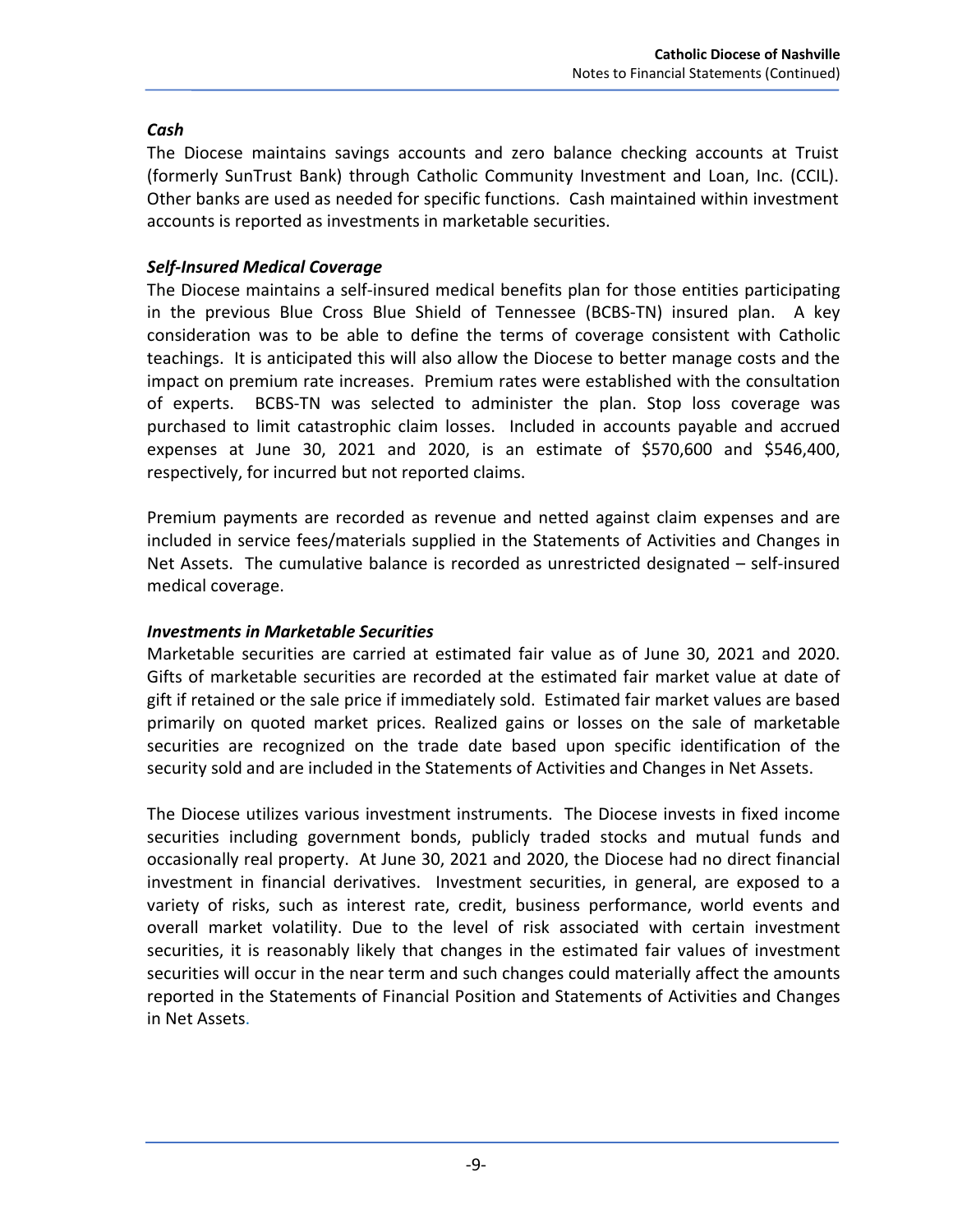### *Cash*

The Diocese maintains savings accounts and zero balance checking accounts at Truist (formerly SunTrust Bank) through Catholic Community Investment and Loan, Inc. (CCIL). Other banks are used as needed for specific functions. Cash maintained within investment accounts is reported as investments in marketable securities.

### *Self-Insured Medical Coverage*

The Diocese maintains a self-insured medical benefits plan for those entities participating in the previous Blue Cross Blue Shield of Tennessee (BCBS-TN) insured plan. A key consideration was to be able to define the terms of coverage consistent with Catholic teachings. It is anticipated this will also allow the Diocese to better manage costs and the impact on premium rate increases. Premium rates were established with the consultation of experts. BCBS-TN was selected to administer the plan. Stop loss coverage was purchased to limit catastrophic claim losses. Included in accounts payable and accrued expenses at June 30, 2021 and 2020, is an estimate of $570,600 and $546,400, respectively, for incurred but not reported claims.

Premium payments are recorded as revenue and netted against claim expenses and are included in service fees/materials supplied in the Statements of Activities and Changes in Net Assets. The cumulative balance is recorded as unrestricted designated – self-insured medical coverage.

### *Investments in Marketable Securities*

Marketable securities are carried at estimated fair value as of June 30, 2021 and 2020. Gifts of marketable securities are recorded at the estimated fair market value at date of gift if retained or the sale price if immediately sold. Estimated fair market values are based primarily on quoted market prices. Realized gains or losses on the sale of marketable securities are recognized on the trade date based upon specific identification of the security sold and are included in the Statements of Activities and Changes in Net Assets.

The Diocese utilizes various investment instruments. The Diocese invests in fixed income securities including government bonds, publicly traded stocks and mutual funds and occasionally real property. At June 30, 2021 and 2020, the Diocese had no direct financial investment in financial derivatives. Investment securities, in general, are exposed to a variety of risks, such as interest rate, credit, business performance, world events and overall market volatility. Due to the level of risk associated with certain investment securities, it is reasonably likely that changes in the estimated fair values of investment securities will occur in the near term and such changes could materially affect the amounts reported in the Statements of Financial Position and Statements of Activities and Changes in Net Assets.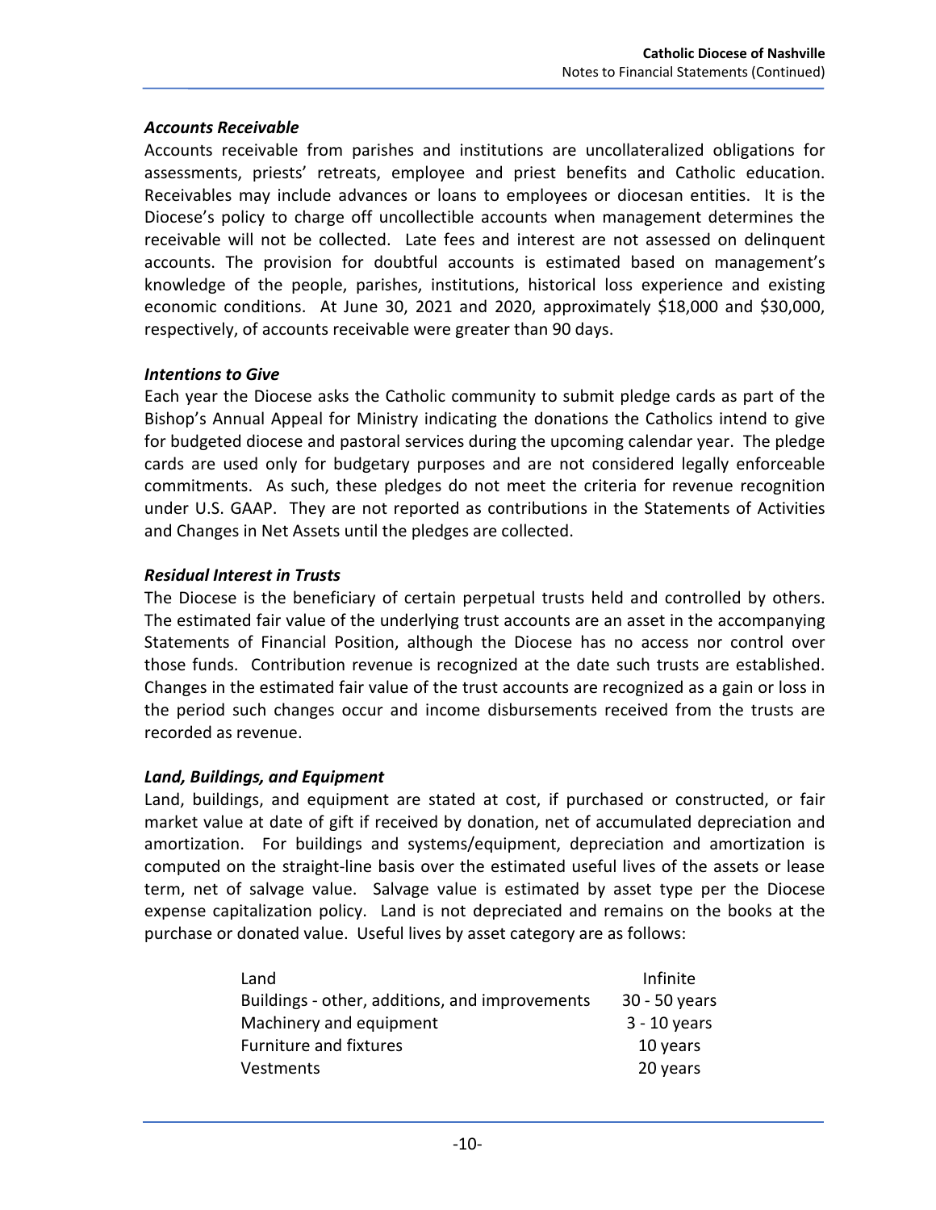### *Accounts Receivable*

Accounts receivable from parishes and institutions are uncollateralized obligations for assessments, priests' retreats, employee and priest benefits and Catholic education. Receivables may include advances or loans to employees or diocesan entities. It is the Diocese's policy to charge off uncollectible accounts when management determines the receivable will not be collected. Late fees and interest are not assessed on delinquent accounts. The provision for doubtful accounts is estimated based on management's knowledge of the people, parishes, institutions, historical loss experience and existing economic conditions. At June 30, 2021 and 2020, approximately $18,000 and $30,000, respectively, of accounts receivable were greater than 90 days.

### *Intentions to Give*

Each year the Diocese asks the Catholic community to submit pledge cards as part of the Bishop's Annual Appeal for Ministry indicating the donations the Catholics intend to give for budgeted diocese and pastoral services during the upcoming calendar year. The pledge cards are used only for budgetary purposes and are not considered legally enforceable commitments. As such, these pledges do not meet the criteria for revenue recognition under U.S. GAAP. They are not reported as contributions in the Statements of Activities and Changes in Net Assets until the pledges are collected.

### *Residual Interest in Trusts*

The Diocese is the beneficiary of certain perpetual trusts held and controlled by others. The estimated fair value of the underlying trust accounts are an asset in the accompanying Statements of Financial Position, although the Diocese has no access nor control over those funds. Contribution revenue is recognized at the date such trusts are established. Changes in the estimated fair value of the trust accounts are recognized as a gain or loss in the period such changes occur and income disbursements received from the trusts are recorded as revenue.

### *Land, Buildings, and Equipment*

Land, buildings, and equipment are stated at cost, if purchased or constructed, or fair market value at date of gift if received by donation, net of accumulated depreciation and amortization. For buildings and systems/equipment, depreciation and amortization is computed on the straight-line basis over the estimated useful lives of the assets or lease term, net of salvage value. Salvage value is estimated by asset type per the Diocese expense capitalization policy. Land is not depreciated and remains on the books at the purchase or donated value. Useful lives by asset category are as follows:

| | |
|---|---|
| Land | Infinite |
| Buildings - other, additions, and improvements | 30 - 50 years |
| Machinery and equipment | 3 - 10 years |
| Furniture and fixtures | 10 years |
| Vestments | 20 years |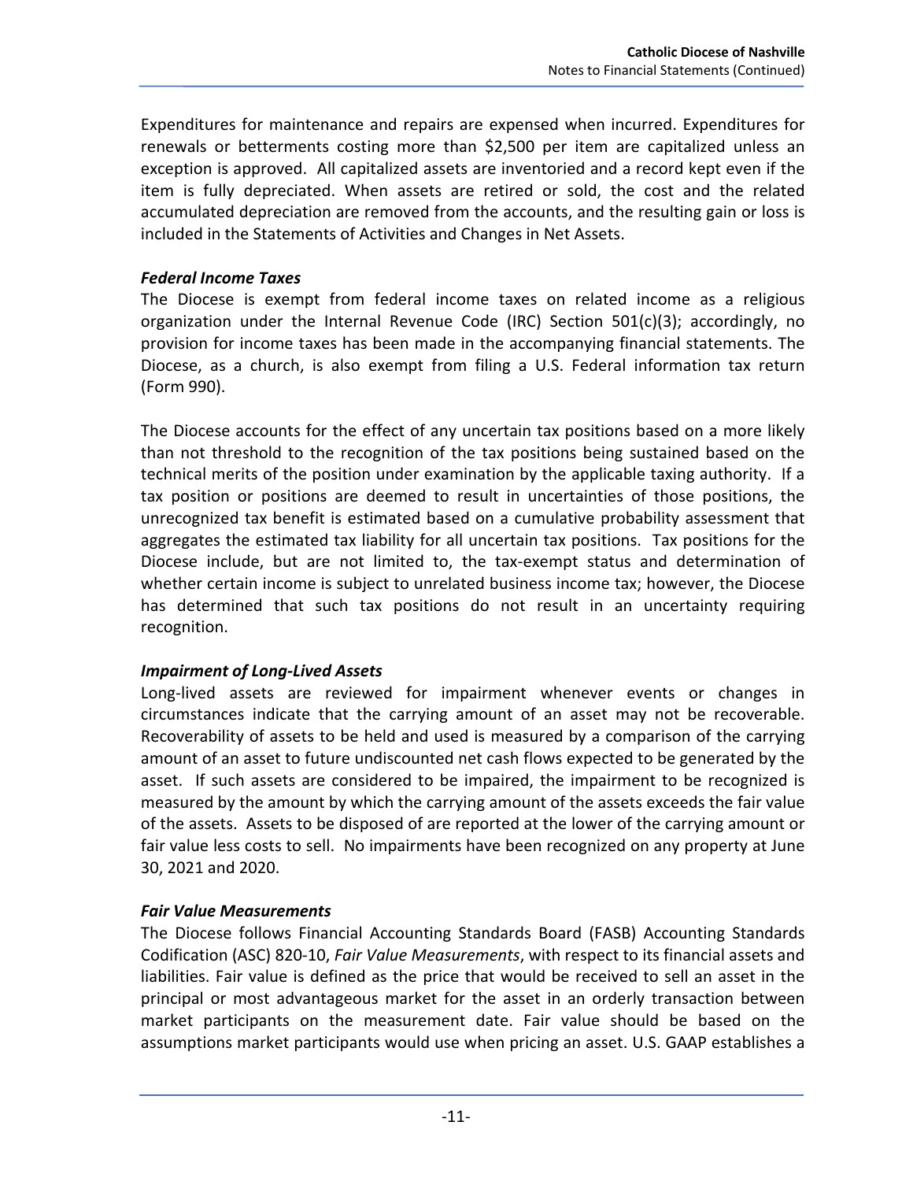Expenditures for maintenance and repairs are expensed when incurred. Expenditures for renewals or betterments costing more than $2,500 per item are capitalized unless an exception is approved. All capitalized assets are inventoried and a record kept even if the item is fully depreciated. When assets are retired or sold, the cost and the related accumulated depreciation are removed from the accounts, and the resulting gain or loss is included in the Statements of Activities and Changes in Net Assets.

***Federal Income Taxes***

The Diocese is exempt from federal income taxes on related income as a religious organization under the Internal Revenue Code (IRC) Section 501(c)(3); accordingly, no provision for income taxes has been made in the accompanying financial statements. The Diocese, as a church, is also exempt from filing a U.S. Federal information tax return (Form 990).

The Diocese accounts for the effect of any uncertain tax positions based on a more likely than not threshold to the recognition of the tax positions being sustained based on the technical merits of the position under examination by the applicable taxing authority. If a tax position or positions are deemed to result in uncertainties of those positions, the unrecognized tax benefit is estimated based on a cumulative probability assessment that aggregates the estimated tax liability for all uncertain tax positions. Tax positions for the Diocese include, but are not limited to, the tax-exempt status and determination of whether certain income is subject to unrelated business income tax; however, the Diocese has determined that such tax positions do not result in an uncertainty requiring recognition.

***Impairment of Long-Lived Assets***

Long-lived assets are reviewed for impairment whenever events or changes in circumstances indicate that the carrying amount of an asset may not be recoverable. Recoverability of assets to be held and used is measured by a comparison of the carrying amount of an asset to future undiscounted net cash flows expected to be generated by the asset. If such assets are considered to be impaired, the impairment to be recognized is measured by the amount by which the carrying amount of the assets exceeds the fair value of the assets. Assets to be disposed of are reported at the lower of the carrying amount or fair value less costs to sell. No impairments have been recognized on any property at June 30, 2021 and 2020.

***Fair Value Measurements***

The Diocese follows Financial Accounting Standards Board (FASB) Accounting Standards Codification (ASC) 820-10, *Fair Value Measurements*, with respect to its financial assets and liabilities. Fair value is defined as the price that would be received to sell an asset in the principal or most advantageous market for the asset in an orderly transaction between market participants on the measurement date. Fair value should be based on the assumptions market participants would use when pricing an asset. U.S. GAAP establishes a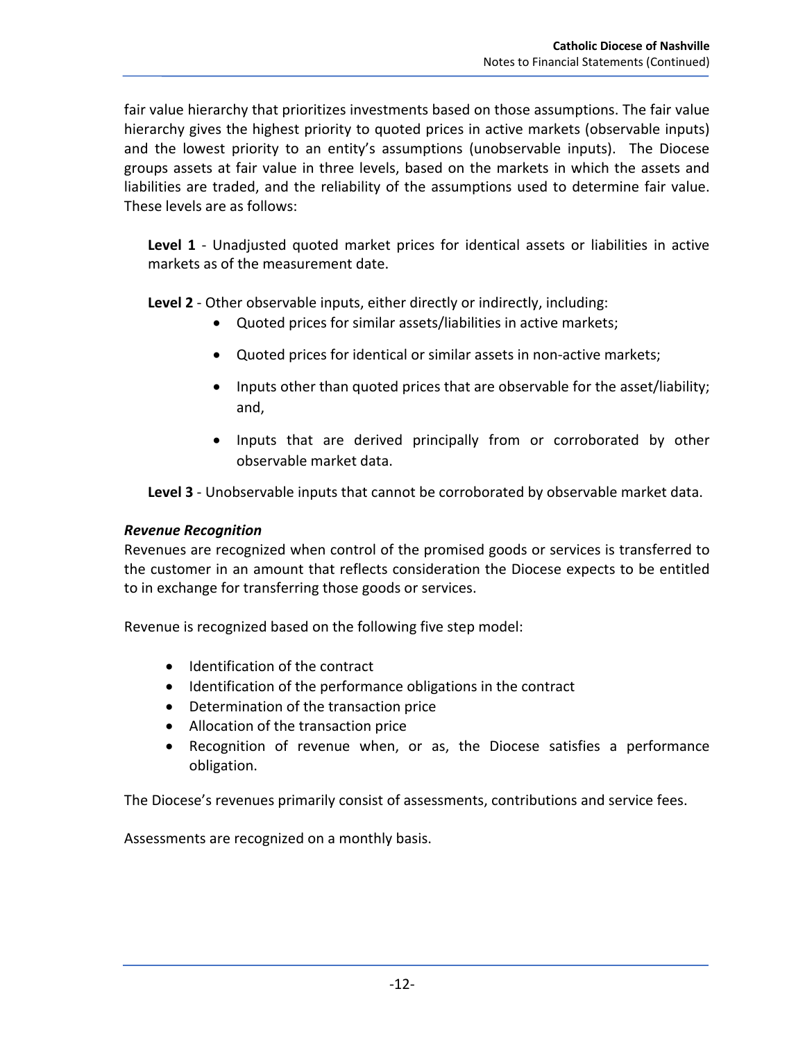fair value hierarchy that prioritizes investments based on those assumptions. The fair value hierarchy gives the highest priority to quoted prices in active markets (observable inputs) and the lowest priority to an entity's assumptions (unobservable inputs). The Diocese groups assets at fair value in three levels, based on the markets in which the assets and liabilities are traded, and the reliability of the assumptions used to determine fair value. These levels are as follows:

**Level 1** - Unadjusted quoted market prices for identical assets or liabilities in active markets as of the measurement date.

**Level 2** - Other observable inputs, either directly or indirectly, including:

- Quoted prices for similar assets/liabilities in active markets;
- Quoted prices for identical or similar assets in non-active markets;
- Inputs other than quoted prices that are observable for the asset/liability; and,
- Inputs that are derived principally from or corroborated by other observable market data.

**Level 3** - Unobservable inputs that cannot be corroborated by observable market data.

***Revenue Recognition***

Revenues are recognized when control of the promised goods or services is transferred to the customer in an amount that reflects consideration the Diocese expects to be entitled to in exchange for transferring those goods or services.

Revenue is recognized based on the following five step model:

- Identification of the contract
- Identification of the performance obligations in the contract
- Determination of the transaction price
- Allocation of the transaction price
- Recognition of revenue when, or as, the Diocese satisfies a performance obligation.

The Diocese's revenues primarily consist of assessments, contributions and service fees.

Assessments are recognized on a monthly basis.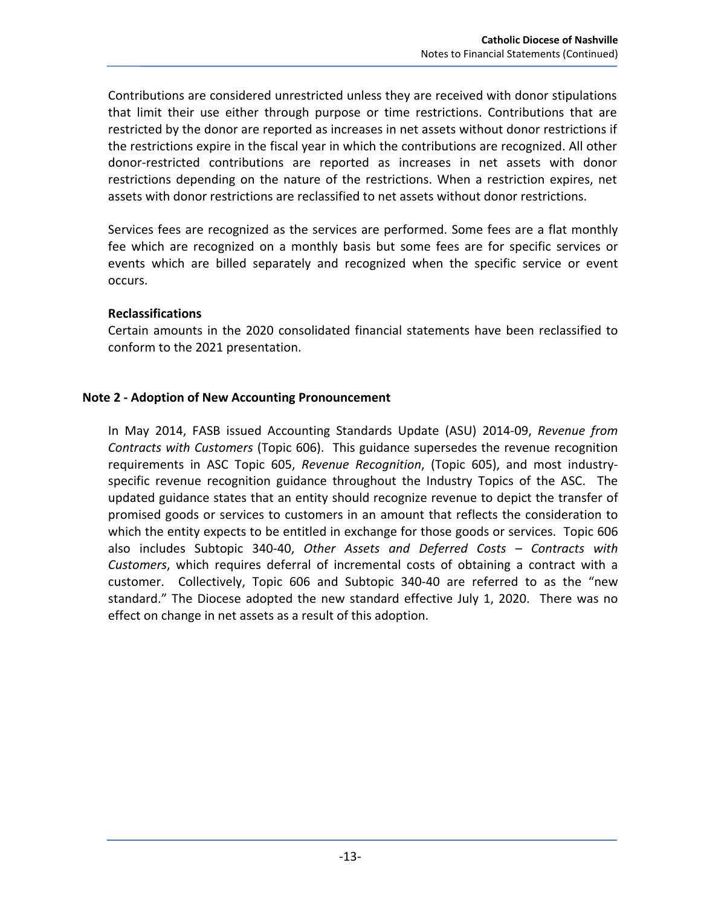Contributions are considered unrestricted unless they are received with donor stipulations that limit their use either through purpose or time restrictions. Contributions that are restricted by the donor are reported as increases in net assets without donor restrictions if the restrictions expire in the fiscal year in which the contributions are recognized. All other donor-restricted contributions are reported as increases in net assets with donor restrictions depending on the nature of the restrictions. When a restriction expires, net assets with donor restrictions are reclassified to net assets without donor restrictions.

Services fees are recognized as the services are performed. Some fees are a flat monthly fee which are recognized on a monthly basis but some fees are for specific services or events which are billed separately and recognized when the specific service or event occurs.

**Reclassifications**

Certain amounts in the 2020 consolidated financial statements have been reclassified to conform to the 2021 presentation.

## Note 2 - Adoption of New Accounting Pronouncement

In May 2014, FASB issued Accounting Standards Update (ASU) 2014-09, *Revenue from Contracts with Customers* (Topic 606). This guidance supersedes the revenue recognition requirements in ASC Topic 605, *Revenue Recognition*, (Topic 605), and most industry-specific revenue recognition guidance throughout the Industry Topics of the ASC. The updated guidance states that an entity should recognize revenue to depict the transfer of promised goods or services to customers in an amount that reflects the consideration to which the entity expects to be entitled in exchange for those goods or services. Topic 606 also includes Subtopic 340-40, *Other Assets and Deferred Costs – Contracts with Customers*, which requires deferral of incremental costs of obtaining a contract with a customer. Collectively, Topic 606 and Subtopic 340-40 are referred to as the "new standard." The Diocese adopted the new standard effective July 1, 2020. There was no effect on change in net assets as a result of this adoption.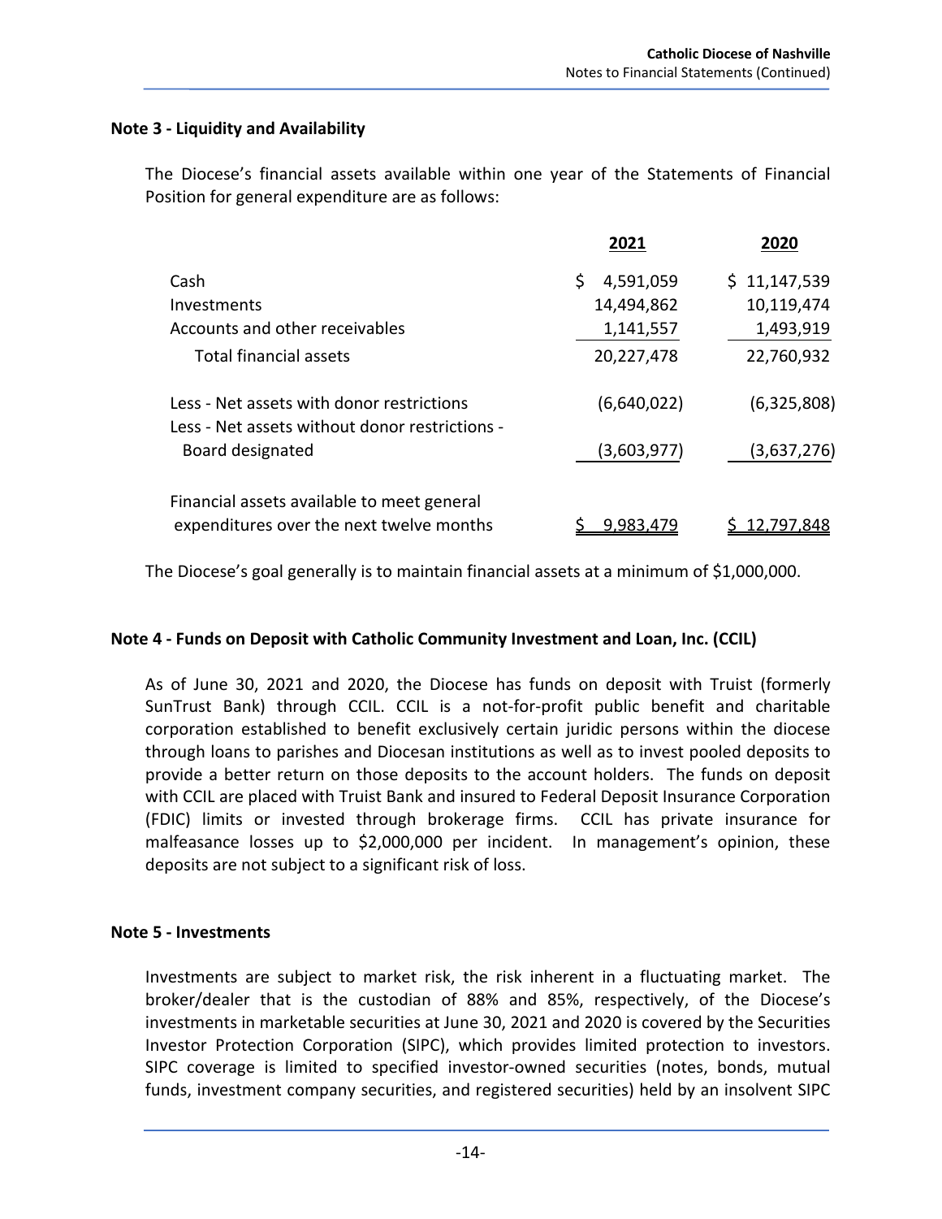## Note 3 - Liquidity and Availability

The Diocese's financial assets available within one year of the Statements of Financial Position for general expenditure are as follows:

| | 2021 | 2020 |
|---|---|---|
| Cash | $ 4,591,059 | $ 11,147,539 |
| Investments | 14,494,862 | 10,119,474 |
| Accounts and other receivables | 1,141,557 | 1,493,919 |
| Total financial assets | 20,227,478 | 22,760,932 |
| Less - Net assets with donor restrictions | (6,640,022) | (6,325,808) |
| Less - Net assets without donor restrictions - Board designated | (3,603,977) | (3,637,276) |
| Financial assets available to meet general expenditures over the next twelve months | $ 9,983,479 | $ 12,797,848 |

The Diocese's goal generally is to maintain financial assets at a minimum of $1,000,000.

## Note 4 - Funds on Deposit with Catholic Community Investment and Loan, Inc. (CCIL)

As of June 30, 2021 and 2020, the Diocese has funds on deposit with Truist (formerly SunTrust Bank) through CCIL. CCIL is a not-for-profit public benefit and charitable corporation established to benefit exclusively certain juridic persons within the diocese through loans to parishes and Diocesan institutions as well as to invest pooled deposits to provide a better return on those deposits to the account holders. The funds on deposit with CCIL are placed with Truist Bank and insured to Federal Deposit Insurance Corporation (FDIC) limits or invested through brokerage firms. CCIL has private insurance for malfeasance losses up to $2,000,000 per incident. In management's opinion, these deposits are not subject to a significant risk of loss.

## Note 5 - Investments

Investments are subject to market risk, the risk inherent in a fluctuating market. The broker/dealer that is the custodian of 88% and 85%, respectively, of the Diocese's investments in marketable securities at June 30, 2021 and 2020 is covered by the Securities Investor Protection Corporation (SIPC), which provides limited protection to investors. SIPC coverage is limited to specified investor-owned securities (notes, bonds, mutual funds, investment company securities, and registered securities) held by an insolvent SIPC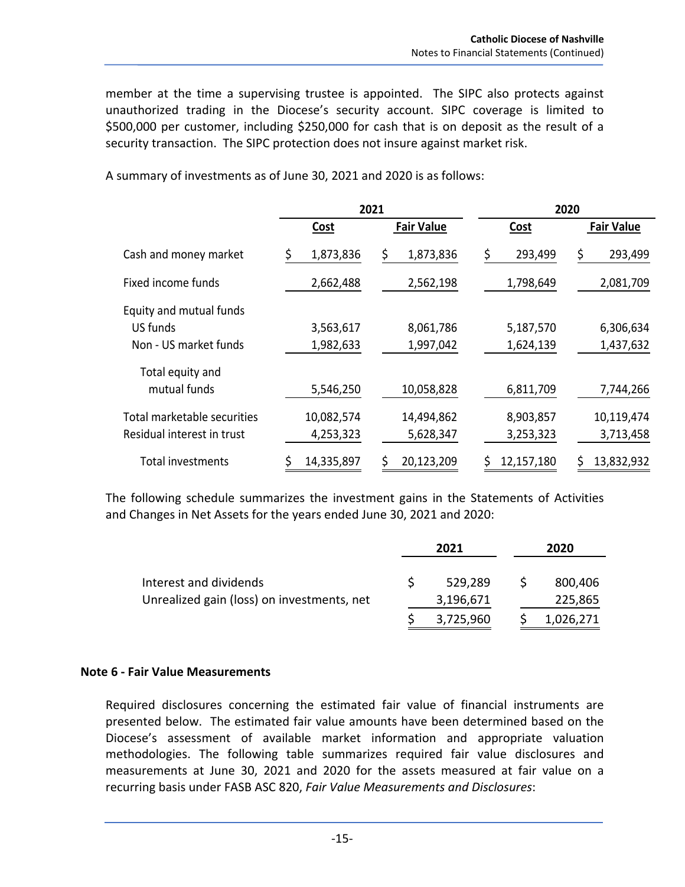member at the time a supervising trustee is appointed. The SIPC also protects against unauthorized trading in the Diocese's security account. SIPC coverage is limited to $500,000 per customer, including $250,000 for cash that is on deposit as the result of a security transaction. The SIPC protection does not insure against market risk.

A summary of investments as of June 30, 2021 and 2020 is as follows:

| | 2021 | | 2020 | |
|---|---|---|---|---|
| | **Cost** | **Fair Value** | **Cost** | **Fair Value** |
| Cash and money market | $ 1,873,836 | $ 1,873,836 | $ 293,499 | $ 293,499 |
| Fixed income funds | 2,662,488 | 2,562,198 | 1,798,649 | 2,081,709 |
| Equity and mutual funds | | | | |
| US funds | 3,563,617 | 8,061,786 | 5,187,570 | 6,306,634 |
| Non - US market funds | 1,982,633 | 1,997,042 | 1,624,139 | 1,437,632 |
| Total equity and mutual funds | 5,546,250 | 10,058,828 | 6,811,709 | 7,744,266 |
| Total marketable securities | 10,082,574 | 14,494,862 | 8,903,857 | 10,119,474 |
| Residual interest in trust | 4,253,323 | 5,628,347 | 3,253,323 | 3,713,458 |
| Total investments | $ 14,335,897 | $ 20,123,209 | $ 12,157,180 | $ 13,832,932 |

The following schedule summarizes the investment gains in the Statements of Activities and Changes in Net Assets for the years ended June 30, 2021 and 2020:

| | 2021 | 2020 |
|---|---|---|
| Interest and dividends | $ 529,289 | $ 800,406 |
| Unrealized gain (loss) on investments, net | 3,196,671 | 225,865 |
| | $ 3,725,960 | $ 1,026,271 |

## Note 6 - Fair Value Measurements

Required disclosures concerning the estimated fair value of financial instruments are presented below. The estimated fair value amounts have been determined based on the Diocese's assessment of available market information and appropriate valuation methodologies. The following table summarizes required fair value disclosures and measurements at June 30, 2021 and 2020 for the assets measured at fair value on a recurring basis under FASB ASC 820, *Fair Value Measurements and Disclosures*: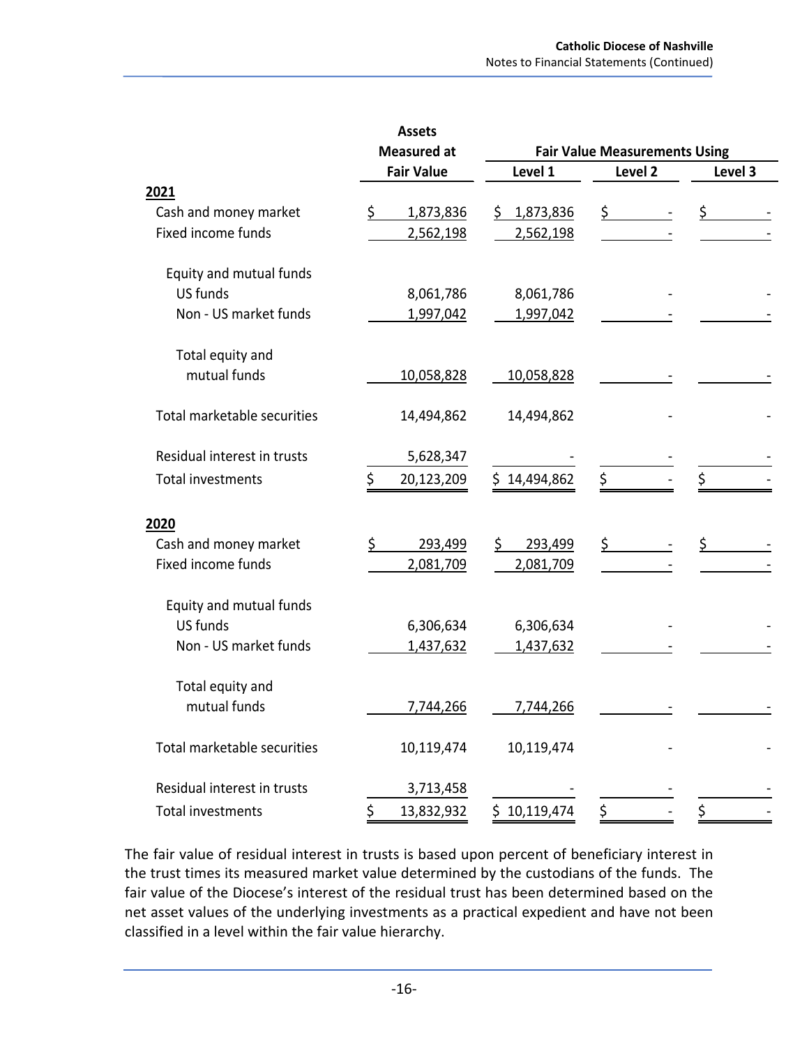| | Assets Measured at Fair Value | Fair Value Measurements Using | | |
|---|---|---|---|---|
| | | Level 1 | Level 2 | Level 3 |
| **2021** | | | | |
| Cash and money market | $ 1,873,836 | $ 1,873,836 | $ - | $ - |
| Fixed income funds | 2,562,198 | 2,562,198 | - | - |
| Equity and mutual funds | | | | |
| US funds | 8,061,786 | 8,061,786 | - | - |
| Non - US market funds | 1,997,042 | 1,997,042 | - | - |
| Total equity and mutual funds | 10,058,828 | 10,058,828 | - | - |
| Total marketable securities | 14,494,862 | 14,494,862 | - | - |
| Residual interest in trusts | 5,628,347 | - | - | - |
| Total investments | $ 20,123,209 | $ 14,494,862 | $ - | $ - |
| **2020** | | | | |
| Cash and money market | $ 293,499 | $ 293,499 | $ - | $ - |
| Fixed income funds | 2,081,709 | 2,081,709 | - | - |
| Equity and mutual funds | | | | |
| US funds | 6,306,634 | 6,306,634 | - | - |
| Non - US market funds | 1,437,632 | 1,437,632 | - | - |
| Total equity and mutual funds | 7,744,266 | 7,744,266 | - | - |
| Total marketable securities | 10,119,474 | 10,119,474 | - | - |
| Residual interest in trusts | 3,713,458 | - | - | - |
| Total investments | $ 13,832,932 | $ 10,119,474 | $ - | $ - |

The fair value of residual interest in trusts is based upon percent of beneficiary interest in the trust times its measured market value determined by the custodians of the funds. The fair value of the Diocese's interest of the residual trust has been determined based on the net asset values of the underlying investments as a practical expedient and have not been classified in a level within the fair value hierarchy.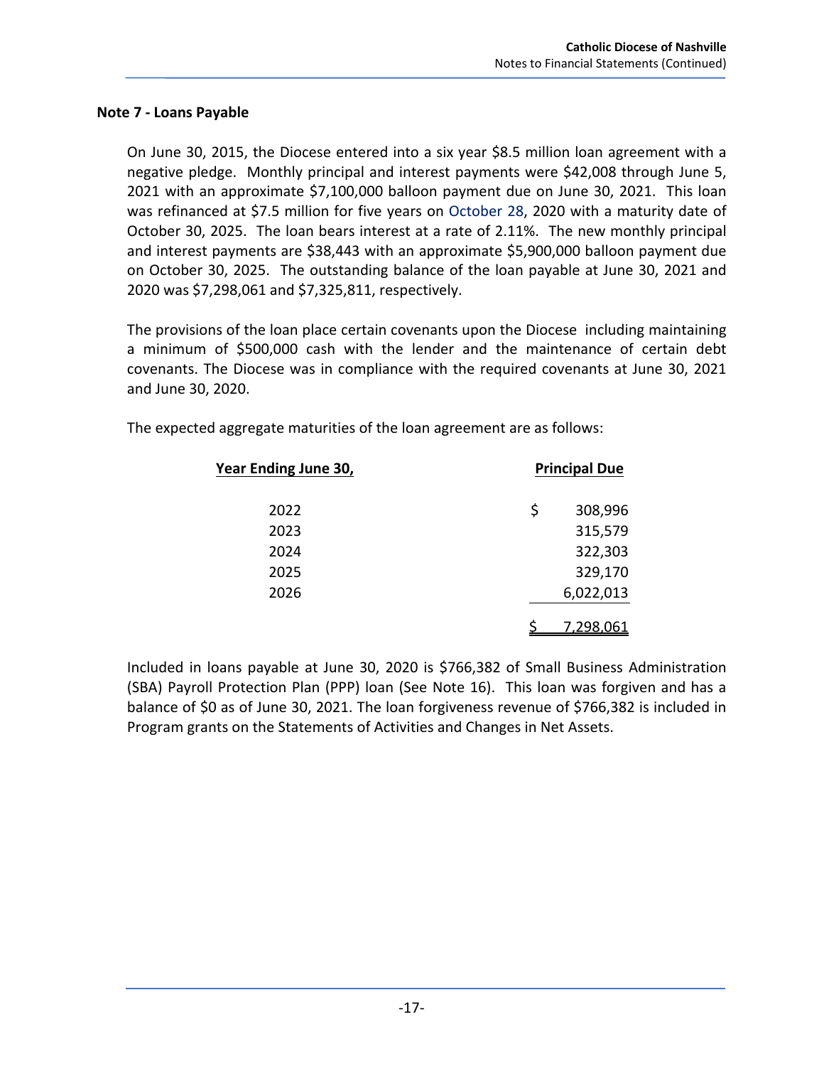## Note 7 - Loans Payable

On June 30, 2015, the Diocese entered into a six year $8.5 million loan agreement with a negative pledge. Monthly principal and interest payments were $42,008 through June 5, 2021 with an approximate $7,100,000 balloon payment due on June 30, 2021. This loan was refinanced at $7.5 million for five years on October 28, 2020 with a maturity date of October 30, 2025. The loan bears interest at a rate of 2.11%. The new monthly principal and interest payments are $38,443 with an approximate $5,900,000 balloon payment due on October 30, 2025. The outstanding balance of the loan payable at June 30, 2021 and 2020 was $7,298,061 and $7,325,811, respectively.

The provisions of the loan place certain covenants upon the Diocese including maintaining a minimum of $500,000 cash with the lender and the maintenance of certain debt covenants. The Diocese was in compliance with the required covenants at June 30, 2021 and June 30, 2020.

The expected aggregate maturities of the loan agreement are as follows:

| Year Ending June 30, | Principal Due |
|---|---|
| 2022 | $ 308,996 |
| 2023 | 315,579 |
| 2024 | 322,303 |
| 2025 | 329,170 |
| 2026 | 6,022,013 |
| | $ 7,298,061 |

Included in loans payable at June 30, 2020 is $766,382 of Small Business Administration (SBA) Payroll Protection Plan (PPP) loan (See Note 16). This loan was forgiven and has a balance of $0 as of June 30, 2021. The loan forgiveness revenue of $766,382 is included in Program grants on the Statements of Activities and Changes in Net Assets.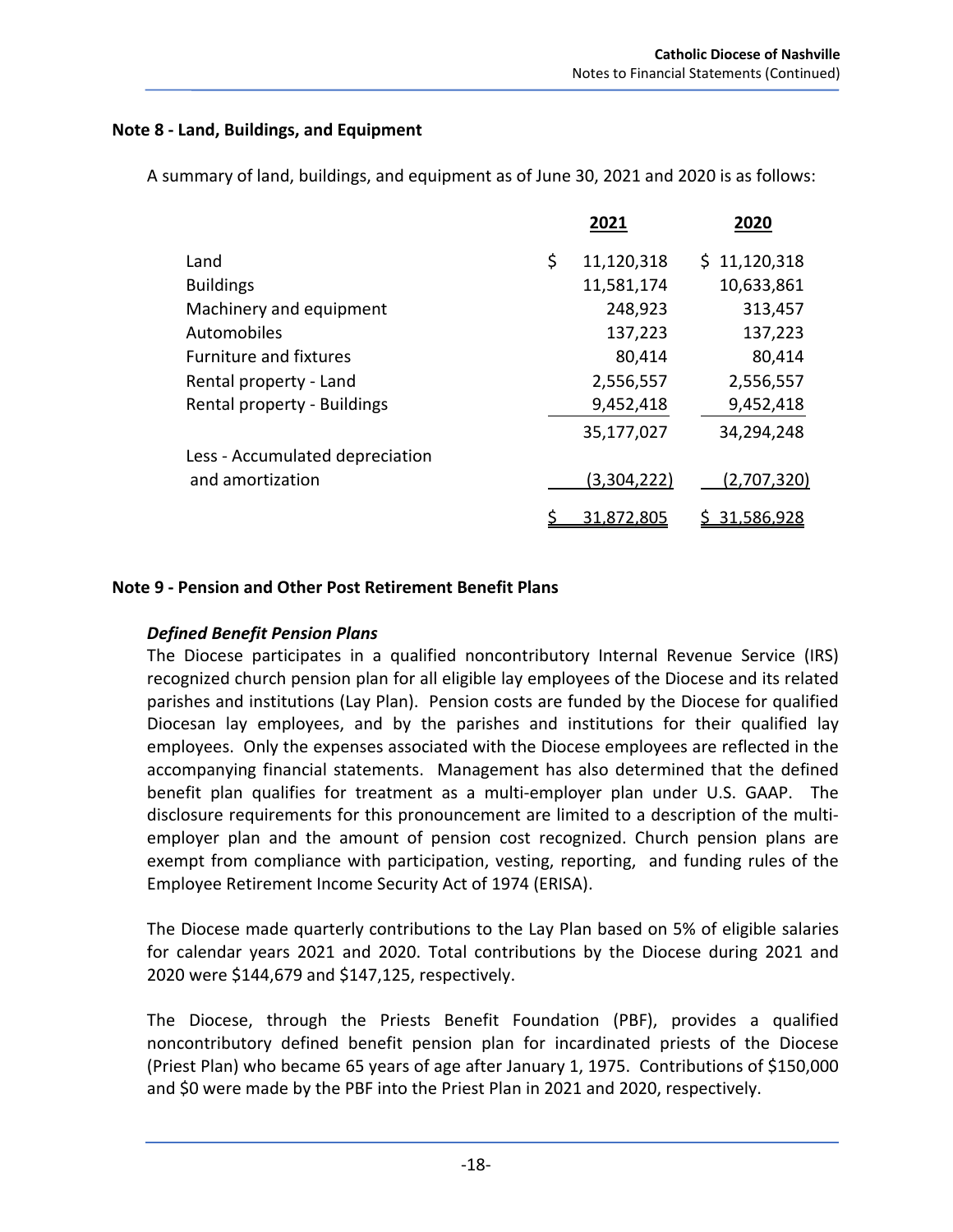## Note 8 - Land, Buildings, and Equipment

A summary of land, buildings, and equipment as of June 30, 2021 and 2020 is as follows:

| | 2021 | 2020 |
|---|---|---|
| Land | $ 11,120,318 | $ 11,120,318 |
| Buildings | 11,581,174 | 10,633,861 |
| Machinery and equipment | 248,923 | 313,457 |
| Automobiles | 137,223 | 137,223 |
| Furniture and fixtures | 80,414 | 80,414 |
| Rental property - Land | 2,556,557 | 2,556,557 |
| Rental property - Buildings | 9,452,418 | 9,452,418 |
| | 35,177,027 | 34,294,248 |
| Less - Accumulated depreciation and amortization | (3,304,222) | (2,707,320) |
| | $ 31,872,805 | $ 31,586,928 |

## Note 9 - Pension and Other Post Retirement Benefit Plans

### *Defined Benefit Pension Plans*

The Diocese participates in a qualified noncontributory Internal Revenue Service (IRS) recognized church pension plan for all eligible lay employees of the Diocese and its related parishes and institutions (Lay Plan). Pension costs are funded by the Diocese for qualified Diocesan lay employees, and by the parishes and institutions for their qualified lay employees. Only the expenses associated with the Diocese employees are reflected in the accompanying financial statements. Management has also determined that the defined benefit plan qualifies for treatment as a multi-employer plan under U.S. GAAP. The disclosure requirements for this pronouncement are limited to a description of the multi-employer plan and the amount of pension cost recognized. Church pension plans are exempt from compliance with participation, vesting, reporting, and funding rules of the Employee Retirement Income Security Act of 1974 (ERISA).

The Diocese made quarterly contributions to the Lay Plan based on 5% of eligible salaries for calendar years 2021 and 2020. Total contributions by the Diocese during 2021 and 2020 were $144,679 and $147,125, respectively.

The Diocese, through the Priests Benefit Foundation (PBF), provides a qualified noncontributory defined benefit pension plan for incardinated priests of the Diocese (Priest Plan) who became 65 years of age after January 1, 1975. Contributions of $150,000 and $0 were made by the PBF into the Priest Plan in 2021 and 2020, respectively.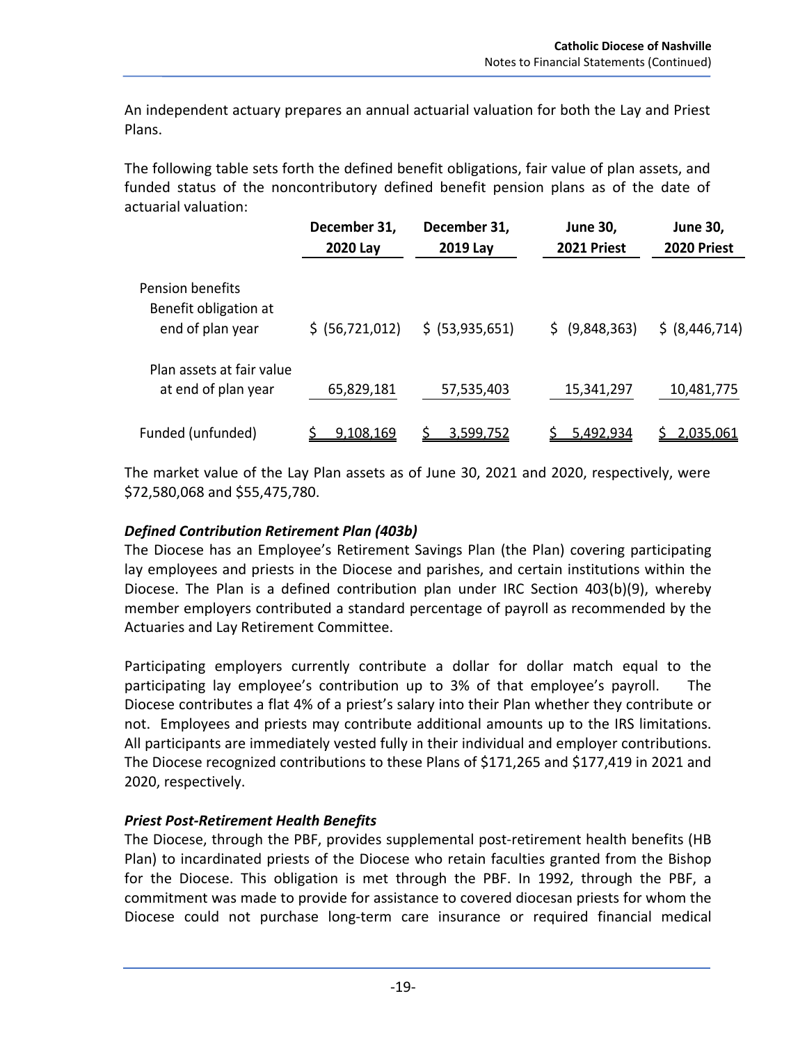An independent actuary prepares an annual actuarial valuation for both the Lay and Priest Plans.

The following table sets forth the defined benefit obligations, fair value of plan assets, and funded status of the noncontributory defined benefit pension plans as of the date of actuarial valuation:

| | December 31, 2020 Lay | December 31, 2019 Lay | June 30, 2021 Priest | June 30, 2020 Priest |
|---|---|---|---|---|
| Pension benefits | | | | |
| Benefit obligation at end of plan year | $ (56,721,012) | $ (53,935,651) | $ (9,848,363) | $ (8,446,714) |
| Plan assets at fair value at end of plan year | 65,829,181 | 57,535,403 | 15,341,297 | 10,481,775 |
| Funded (unfunded) | $ 9,108,169 | $ 3,599,752 | $ 5,492,934 | $ 2,035,061 |

The market value of the Lay Plan assets as of June 30, 2021 and 2020, respectively, were $72,580,068 and $55,475,780.

***Defined Contribution Retirement Plan (403b)***

The Diocese has an Employee's Retirement Savings Plan (the Plan) covering participating lay employees and priests in the Diocese and parishes, and certain institutions within the Diocese. The Plan is a defined contribution plan under IRC Section 403(b)(9), whereby member employers contributed a standard percentage of payroll as recommended by the Actuaries and Lay Retirement Committee.

Participating employers currently contribute a dollar for dollar match equal to the participating lay employee's contribution up to 3% of that employee's payroll. The Diocese contributes a flat 4% of a priest's salary into their Plan whether they contribute or not. Employees and priests may contribute additional amounts up to the IRS limitations. All participants are immediately vested fully in their individual and employer contributions. The Diocese recognized contributions to these Plans of $171,265 and $177,419 in 2021 and 2020, respectively.

***Priest Post-Retirement Health Benefits***

The Diocese, through the PBF, provides supplemental post-retirement health benefits (HB Plan) to incardinated priests of the Diocese who retain faculties granted from the Bishop for the Diocese. This obligation is met through the PBF. In 1992, through the PBF, a commitment was made to provide for assistance to covered diocesan priests for whom the Diocese could not purchase long-term care insurance or required financial medical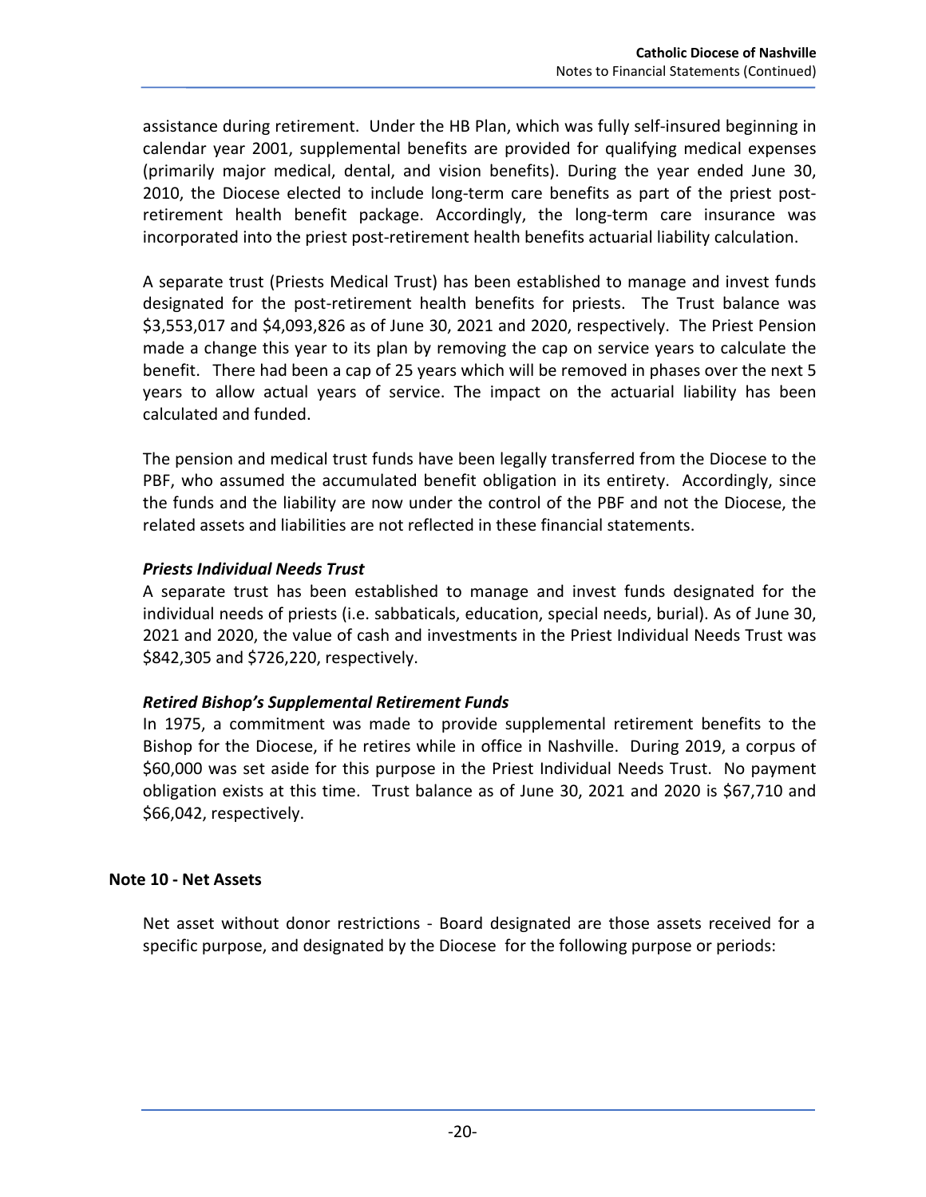assistance during retirement. Under the HB Plan, which was fully self-insured beginning in calendar year 2001, supplemental benefits are provided for qualifying medical expenses (primarily major medical, dental, and vision benefits). During the year ended June 30, 2010, the Diocese elected to include long-term care benefits as part of the priest post-retirement health benefit package. Accordingly, the long-term care insurance was incorporated into the priest post-retirement health benefits actuarial liability calculation.

A separate trust (Priests Medical Trust) has been established to manage and invest funds designated for the post-retirement health benefits for priests. The Trust balance was $3,553,017 and $4,093,826 as of June 30, 2021 and 2020, respectively. The Priest Pension made a change this year to its plan by removing the cap on service years to calculate the benefit. There had been a cap of 25 years which will be removed in phases over the next 5 years to allow actual years of service. The impact on the actuarial liability has been calculated and funded.

The pension and medical trust funds have been legally transferred from the Diocese to the PBF, who assumed the accumulated benefit obligation in its entirety. Accordingly, since the funds and the liability are now under the control of the PBF and not the Diocese, the related assets and liabilities are not reflected in these financial statements.

***Priests Individual Needs Trust***

A separate trust has been established to manage and invest funds designated for the individual needs of priests (i.e. sabbaticals, education, special needs, burial). As of June 30, 2021 and 2020, the value of cash and investments in the Priest Individual Needs Trust was $842,305 and $726,220, respectively.

***Retired Bishop's Supplemental Retirement Funds***

In 1975, a commitment was made to provide supplemental retirement benefits to the Bishop for the Diocese, if he retires while in office in Nashville. During 2019, a corpus of $60,000 was set aside for this purpose in the Priest Individual Needs Trust. No payment obligation exists at this time. Trust balance as of June 30, 2021 and 2020 is $67,710 and $66,042, respectively.

## Note 10 - Net Assets

Net asset without donor restrictions - Board designated are those assets received for a specific purpose, and designated by the Diocese for the following purpose or periods: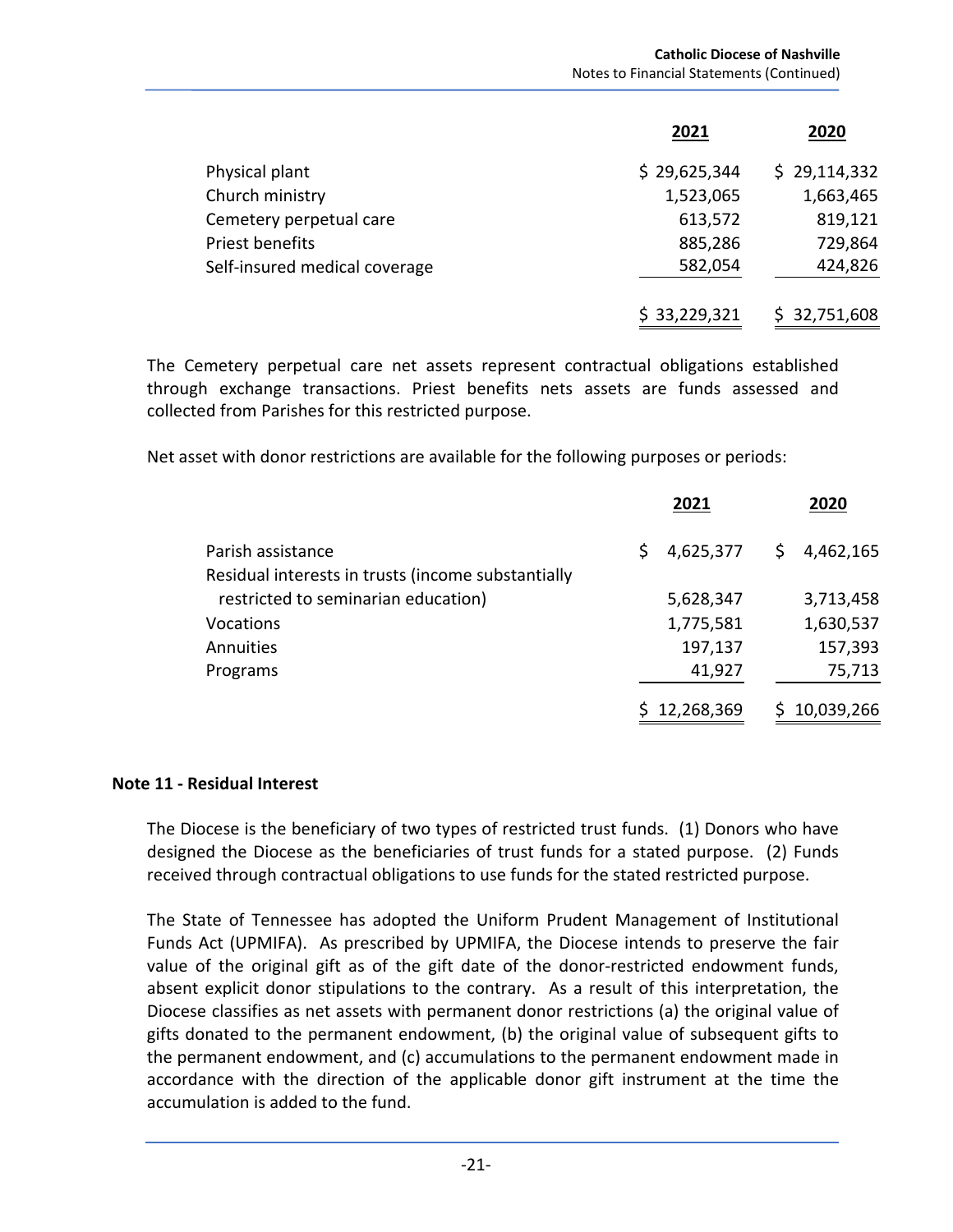| | 2021 | 2020 |
|---|---|---|
| Physical plant | $ 29,625,344 | $ 29,114,332 |
| Church ministry | 1,523,065 | 1,663,465 |
| Cemetery perpetual care | 613,572 | 819,121 |
| Priest benefits | 885,286 | 729,864 |
| Self-insured medical coverage | 582,054 | 424,826 |
| | $ 33,229,321 | $ 32,751,608 |

The Cemetery perpetual care net assets represent contractual obligations established through exchange transactions. Priest benefits nets assets are funds assessed and collected from Parishes for this restricted purpose.

Net asset with donor restrictions are available for the following purposes or periods:

| | 2021 | 2020 |
|---|---|---|
| Parish assistance | $ 4,625,377 | $ 4,462,165 |
| Residual interests in trusts (income substantially restricted to seminarian education) | 5,628,347 | 3,713,458 |
| Vocations | 1,775,581 | 1,630,537 |
| Annuities | 197,137 | 157,393 |
| Programs | 41,927 | 75,713 |
| | $ 12,268,369 | $ 10,039,266 |

## Note 11 - Residual Interest

The Diocese is the beneficiary of two types of restricted trust funds. (1) Donors who have designed the Diocese as the beneficiaries of trust funds for a stated purpose. (2) Funds received through contractual obligations to use funds for the stated restricted purpose.

The State of Tennessee has adopted the Uniform Prudent Management of Institutional Funds Act (UPMIFA). As prescribed by UPMIFA, the Diocese intends to preserve the fair value of the original gift as of the gift date of the donor-restricted endowment funds, absent explicit donor stipulations to the contrary. As a result of this interpretation, the Diocese classifies as net assets with permanent donor restrictions (a) the original value of gifts donated to the permanent endowment, (b) the original value of subsequent gifts to the permanent endowment, and (c) accumulations to the permanent endowment made in accordance with the direction of the applicable donor gift instrument at the time the accumulation is added to the fund.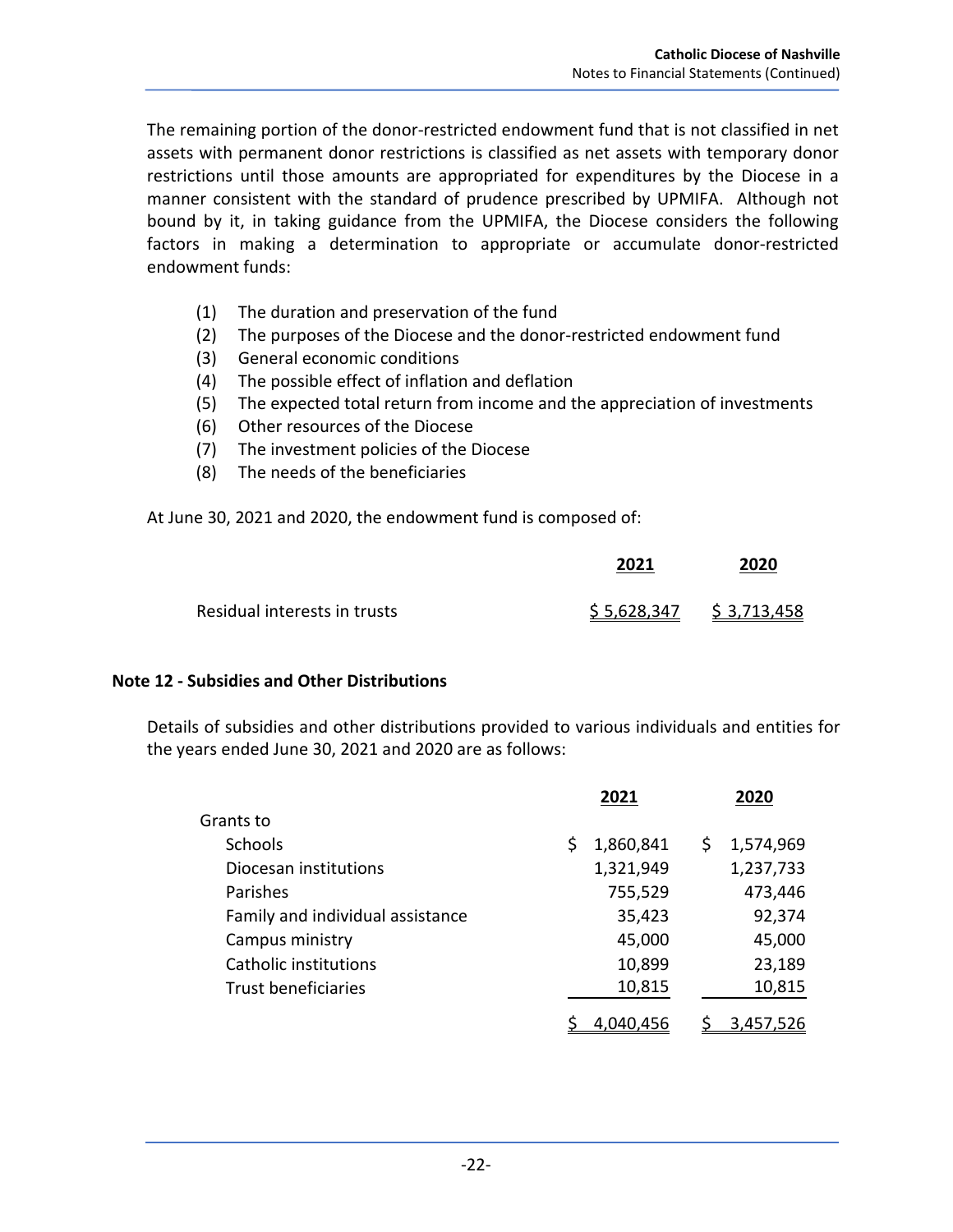The remaining portion of the donor-restricted endowment fund that is not classified in net assets with permanent donor restrictions is classified as net assets with temporary donor restrictions until those amounts are appropriated for expenditures by the Diocese in a manner consistent with the standard of prudence prescribed by UPMIFA. Although not bound by it, in taking guidance from the UPMIFA, the Diocese considers the following factors in making a determination to appropriate or accumulate donor-restricted endowment funds:

(1) The duration and preservation of the fund
(2) The purposes of the Diocese and the donor-restricted endowment fund
(3) General economic conditions
(4) The possible effect of inflation and deflation
(5) The expected total return from income and the appreciation of investments
(6) Other resources of the Diocese
(7) The investment policies of the Diocese
(8) The needs of the beneficiaries

At June 30, 2021 and 2020, the endowment fund is composed of:

| | 2021 | 2020 |
|---|---|---|
| Residual interests in trusts | $ 5,628,347 | $ 3,713,458 |

## Note 12 - Subsidies and Other Distributions

Details of subsidies and other distributions provided to various individuals and entities for the years ended June 30, 2021 and 2020 are as follows:

| | 2021 | 2020 |
|---|---|---|
| Grants to | | |
| Schools | $ 1,860,841 | $ 1,574,969 |
| Diocesan institutions | 1,321,949 | 1,237,733 |
| Parishes | 755,529 | 473,446 |
| Family and individual assistance | 35,423 | 92,374 |
| Campus ministry | 45,000 | 45,000 |
| Catholic institutions | 10,899 | 23,189 |
| Trust beneficiaries | 10,815 | 10,815 |
| | $ 4,040,456 | $ 3,457,526 |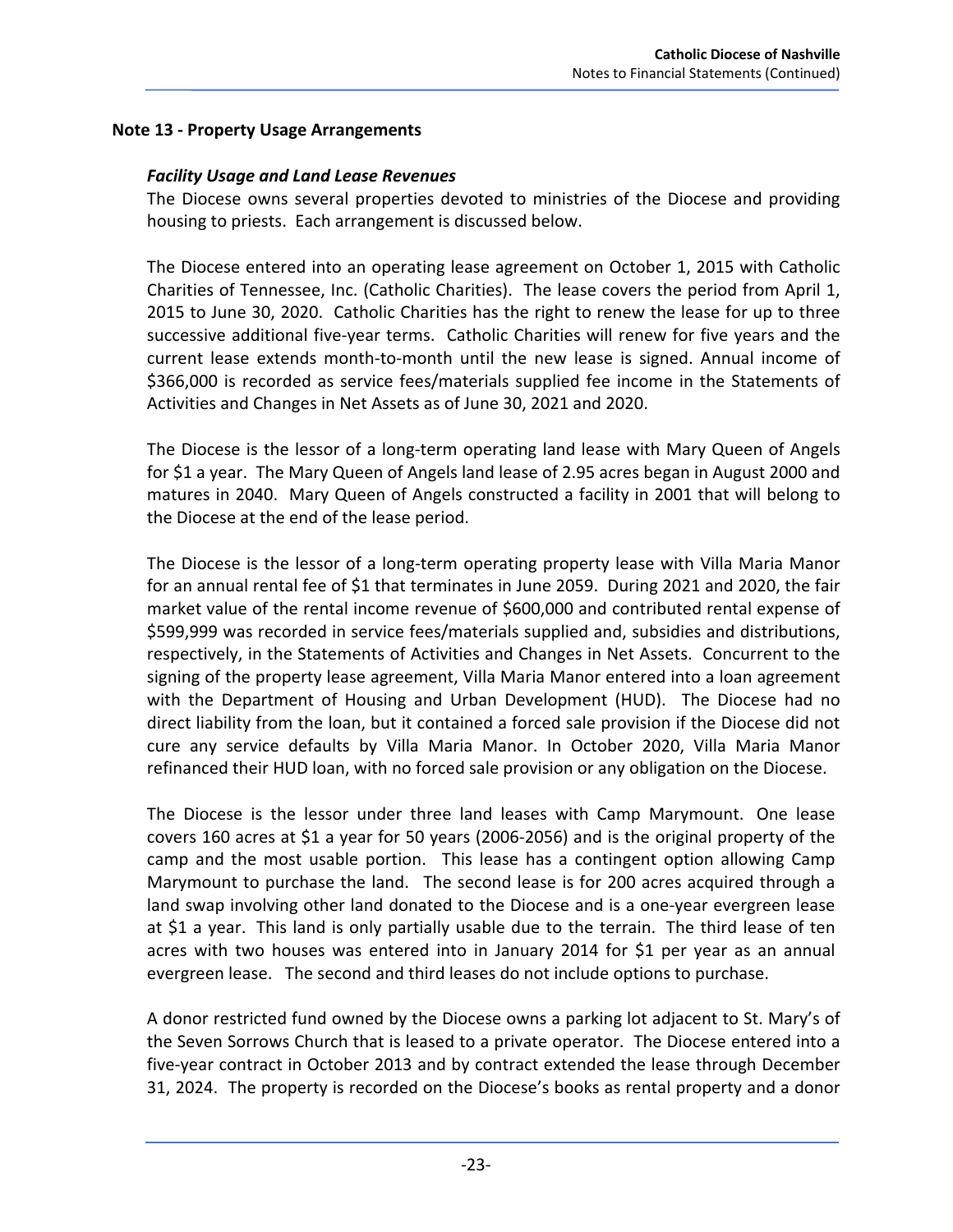## Note 13 - Property Usage Arrangements

### *Facility Usage and Land Lease Revenues*

The Diocese owns several properties devoted to ministries of the Diocese and providing housing to priests. Each arrangement is discussed below.

The Diocese entered into an operating lease agreement on October 1, 2015 with Catholic Charities of Tennessee, Inc. (Catholic Charities). The lease covers the period from April 1, 2015 to June 30, 2020. Catholic Charities has the right to renew the lease for up to three successive additional five-year terms. Catholic Charities will renew for five years and the current lease extends month-to-month until the new lease is signed. Annual income of $366,000 is recorded as service fees/materials supplied fee income in the Statements of Activities and Changes in Net Assets as of June 30, 2021 and 2020.

The Diocese is the lessor of a long-term operating land lease with Mary Queen of Angels for $1 a year. The Mary Queen of Angels land lease of 2.95 acres began in August 2000 and matures in 2040. Mary Queen of Angels constructed a facility in 2001 that will belong to the Diocese at the end of the lease period.

The Diocese is the lessor of a long-term operating property lease with Villa Maria Manor for an annual rental fee of $1 that terminates in June 2059. During 2021 and 2020, the fair market value of the rental income revenue of $600,000 and contributed rental expense of $599,999 was recorded in service fees/materials supplied and, subsidies and distributions, respectively, in the Statements of Activities and Changes in Net Assets. Concurrent to the signing of the property lease agreement, Villa Maria Manor entered into a loan agreement with the Department of Housing and Urban Development (HUD). The Diocese had no direct liability from the loan, but it contained a forced sale provision if the Diocese did not cure any service defaults by Villa Maria Manor. In October 2020, Villa Maria Manor refinanced their HUD loan, with no forced sale provision or any obligation on the Diocese.

The Diocese is the lessor under three land leases with Camp Marymount. One lease covers 160 acres at $1 a year for 50 years (2006-2056) and is the original property of the camp and the most usable portion. This lease has a contingent option allowing Camp Marymount to purchase the land. The second lease is for 200 acres acquired through a land swap involving other land donated to the Diocese and is a one-year evergreen lease at $1 a year. This land is only partially usable due to the terrain. The third lease of ten acres with two houses was entered into in January 2014 for $1 per year as an annual evergreen lease. The second and third leases do not include options to purchase.

A donor restricted fund owned by the Diocese owns a parking lot adjacent to St. Mary's of the Seven Sorrows Church that is leased to a private operator. The Diocese entered into a five-year contract in October 2013 and by contract extended the lease through December 31, 2024. The property is recorded on the Diocese's books as rental property and a donor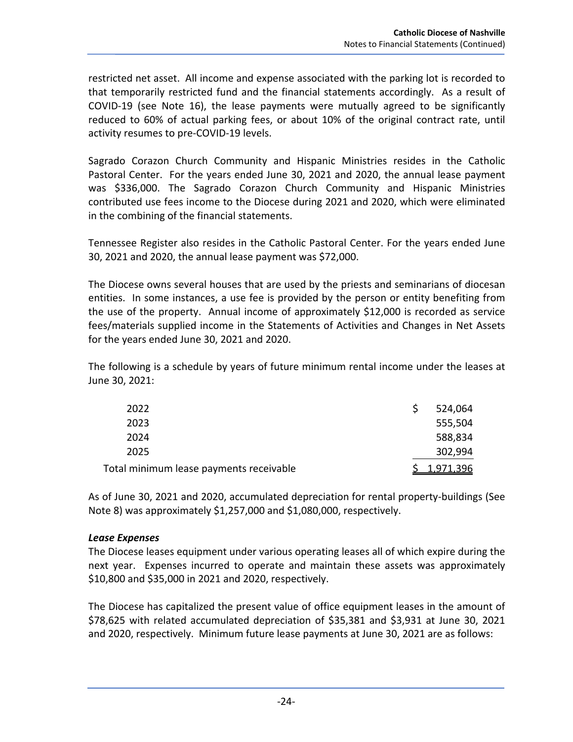restricted net asset. All income and expense associated with the parking lot is recorded to that temporarily restricted fund and the financial statements accordingly. As a result of COVID-19 (see Note 16), the lease payments were mutually agreed to be significantly reduced to 60% of actual parking fees, or about 10% of the original contract rate, until activity resumes to pre-COVID-19 levels.

Sagrado Corazon Church Community and Hispanic Ministries resides in the Catholic Pastoral Center. For the years ended June 30, 2021 and 2020, the annual lease payment was $336,000. The Sagrado Corazon Church Community and Hispanic Ministries contributed use fees income to the Diocese during 2021 and 2020, which were eliminated in the combining of the financial statements.

Tennessee Register also resides in the Catholic Pastoral Center. For the years ended June 30, 2021 and 2020, the annual lease payment was $72,000.

The Diocese owns several houses that are used by the priests and seminarians of diocesan entities. In some instances, a use fee is provided by the person or entity benefiting from the use of the property. Annual income of approximately $12,000 is recorded as service fees/materials supplied income in the Statements of Activities and Changes in Net Assets for the years ended June 30, 2021 and 2020.

The following is a schedule by years of future minimum rental income under the leases at June 30, 2021:

| | |
|---|---|
| 2022 | $ 524,064 |
| 2023 | 555,504 |
| 2024 | 588,834 |
| 2025 | 302,994 |
| Total minimum lease payments receivable | $ 1,971,396 |

As of June 30, 2021 and 2020, accumulated depreciation for rental property-buildings (See Note 8) was approximately $1,257,000 and $1,080,000, respectively.

***Lease Expenses***

The Diocese leases equipment under various operating leases all of which expire during the next year. Expenses incurred to operate and maintain these assets was approximately $10,800 and $35,000 in 2021 and 2020, respectively.

The Diocese has capitalized the present value of office equipment leases in the amount of $78,625 with related accumulated depreciation of $35,381 and $3,931 at June 30, 2021 and 2020, respectively. Minimum future lease payments at June 30, 2021 are as follows: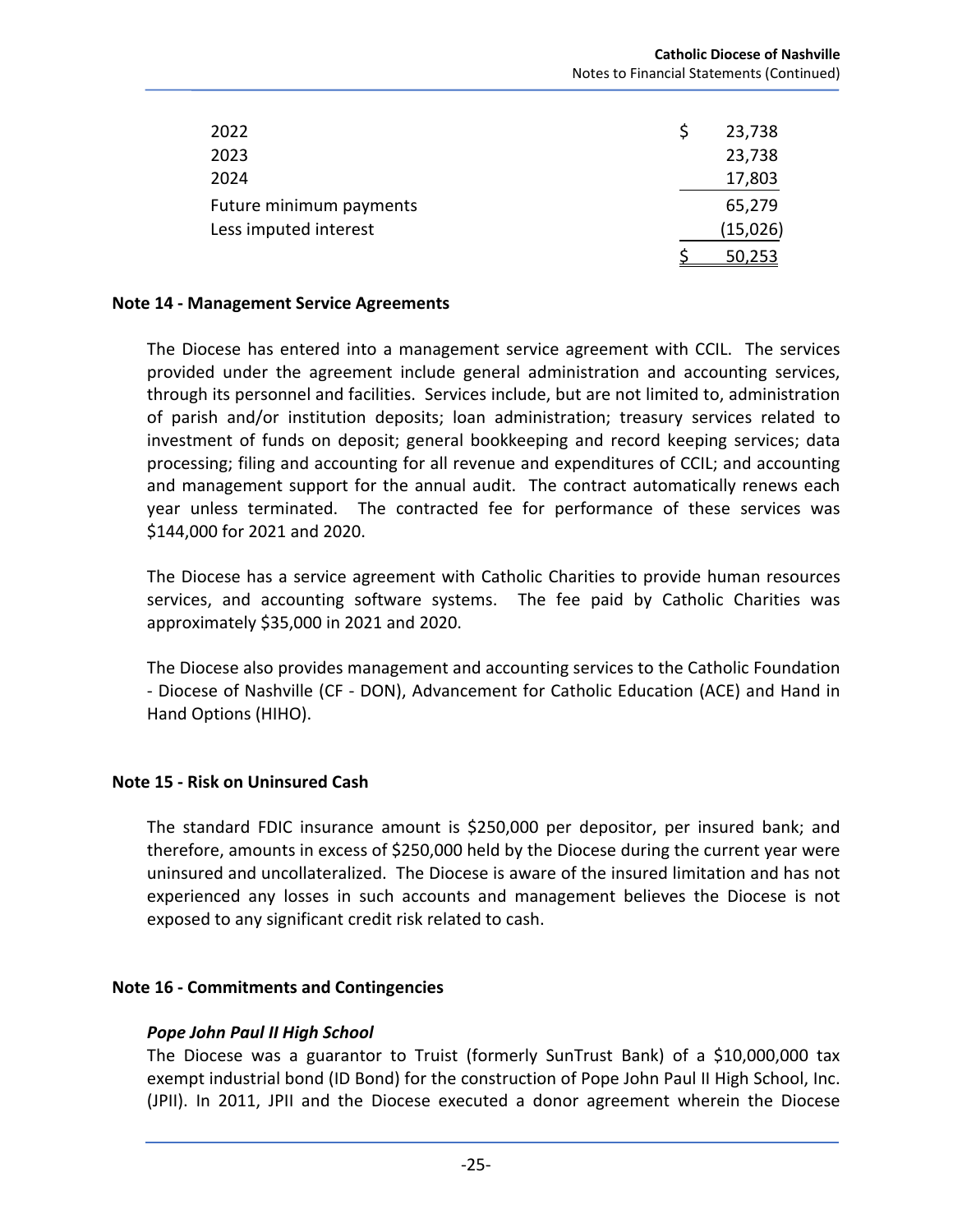| | |
|---|---|
| 2022 | $ 23,738 |
| 2023 | 23,738 |
| 2024 | 17,803 |
| Future minimum payments | 65,279 |
| Less imputed interest | (15,026) |
| | $ 50,253 |

**Note 14 - Management Service Agreements**

The Diocese has entered into a management service agreement with CCIL. The services provided under the agreement include general administration and accounting services, through its personnel and facilities. Services include, but are not limited to, administration of parish and/or institution deposits; loan administration; treasury services related to investment of funds on deposit; general bookkeeping and record keeping services; data processing; filing and accounting for all revenue and expenditures of CCIL; and accounting and management support for the annual audit. The contract automatically renews each year unless terminated. The contracted fee for performance of these services was $144,000 for 2021 and 2020.

The Diocese has a service agreement with Catholic Charities to provide human resources services, and accounting software systems. The fee paid by Catholic Charities was approximately $35,000 in 2021 and 2020.

The Diocese also provides management and accounting services to the Catholic Foundation - Diocese of Nashville (CF - DON), Advancement for Catholic Education (ACE) and Hand in Hand Options (HIHO).

**Note 15 - Risk on Uninsured Cash**

The standard FDIC insurance amount is $250,000 per depositor, per insured bank; and therefore, amounts in excess of $250,000 held by the Diocese during the current year were uninsured and uncollateralized. The Diocese is aware of the insured limitation and has not experienced any losses in such accounts and management believes the Diocese is not exposed to any significant credit risk related to cash.

**Note 16 - Commitments and Contingencies**

***Pope John Paul II High School***

The Diocese was a guarantor to Truist (formerly SunTrust Bank) of a $10,000,000 tax exempt industrial bond (ID Bond) for the construction of Pope John Paul II High School, Inc. (JPII). In 2011, JPII and the Diocese executed a donor agreement wherein the Diocese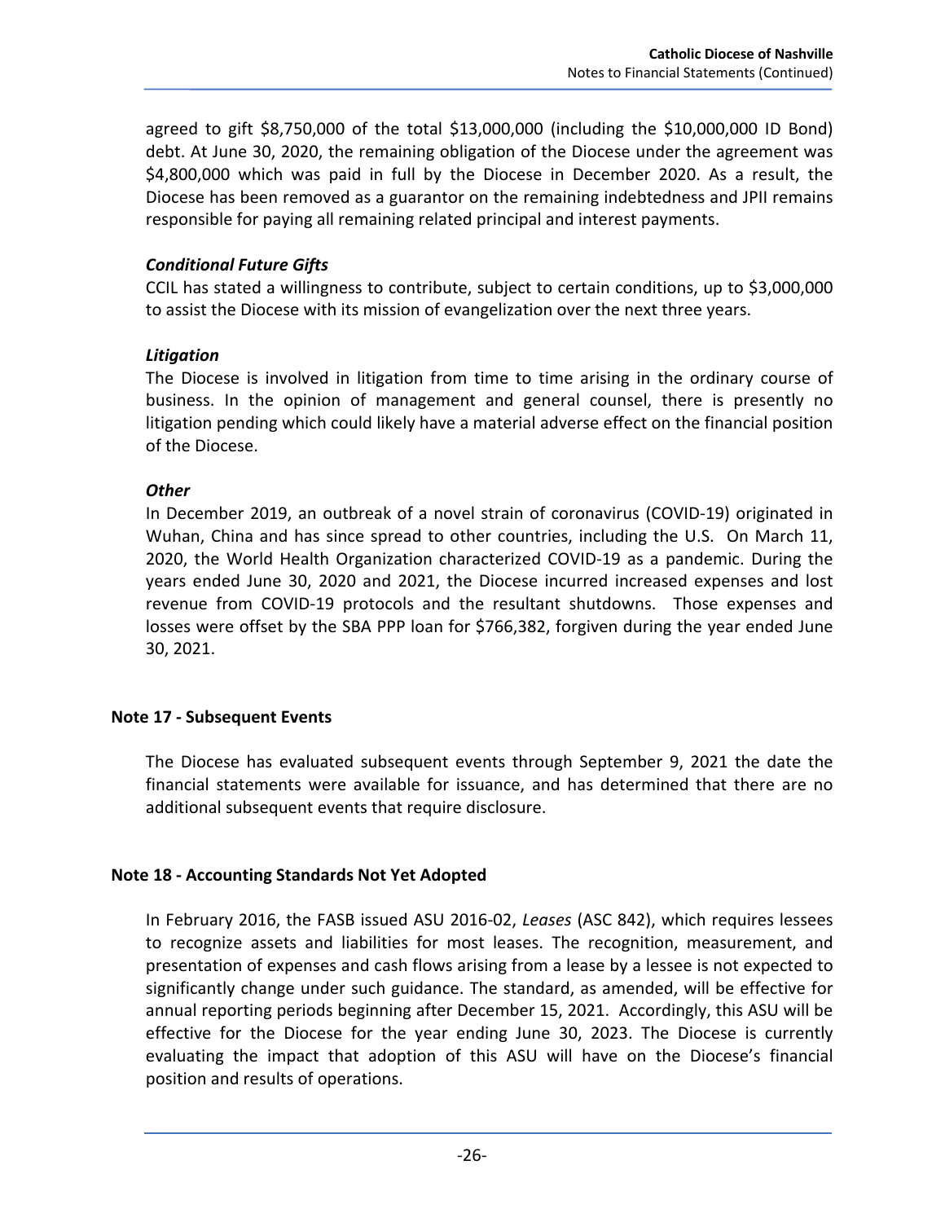agreed to gift $8,750,000 of the total $13,000,000 (including the $10,000,000 ID Bond) debt. At June 30, 2020, the remaining obligation of the Diocese under the agreement was $4,800,000 which was paid in full by the Diocese in December 2020. As a result, the Diocese has been removed as a guarantor on the remaining indebtedness and JPII remains responsible for paying all remaining related principal and interest payments.

***Conditional Future Gifts***

CCIL has stated a willingness to contribute, subject to certain conditions, up to $3,000,000 to assist the Diocese with its mission of evangelization over the next three years.

***Litigation***

The Diocese is involved in litigation from time to time arising in the ordinary course of business. In the opinion of management and general counsel, there is presently no litigation pending which could likely have a material adverse effect on the financial position of the Diocese.

***Other***

In December 2019, an outbreak of a novel strain of coronavirus (COVID-19) originated in Wuhan, China and has since spread to other countries, including the U.S. On March 11, 2020, the World Health Organization characterized COVID-19 as a pandemic. During the years ended June 30, 2020 and 2021, the Diocese incurred increased expenses and lost revenue from COVID-19 protocols and the resultant shutdowns. Those expenses and losses were offset by the SBA PPP loan for $766,382, forgiven during the year ended June 30, 2021.

## Note 17 - Subsequent Events

The Diocese has evaluated subsequent events through September 9, 2021 the date the financial statements were available for issuance, and has determined that there are no additional subsequent events that require disclosure.

## Note 18 - Accounting Standards Not Yet Adopted

In February 2016, the FASB issued ASU 2016-02, *Leases* (ASC 842), which requires lessees to recognize assets and liabilities for most leases. The recognition, measurement, and presentation of expenses and cash flows arising from a lease by a lessee is not expected to significantly change under such guidance. The standard, as amended, will be effective for annual reporting periods beginning after December 15, 2021. Accordingly, this ASU will be effective for the Diocese for the year ending June 30, 2023. The Diocese is currently evaluating the impact that adoption of this ASU will have on the Diocese's financial position and results of operations.